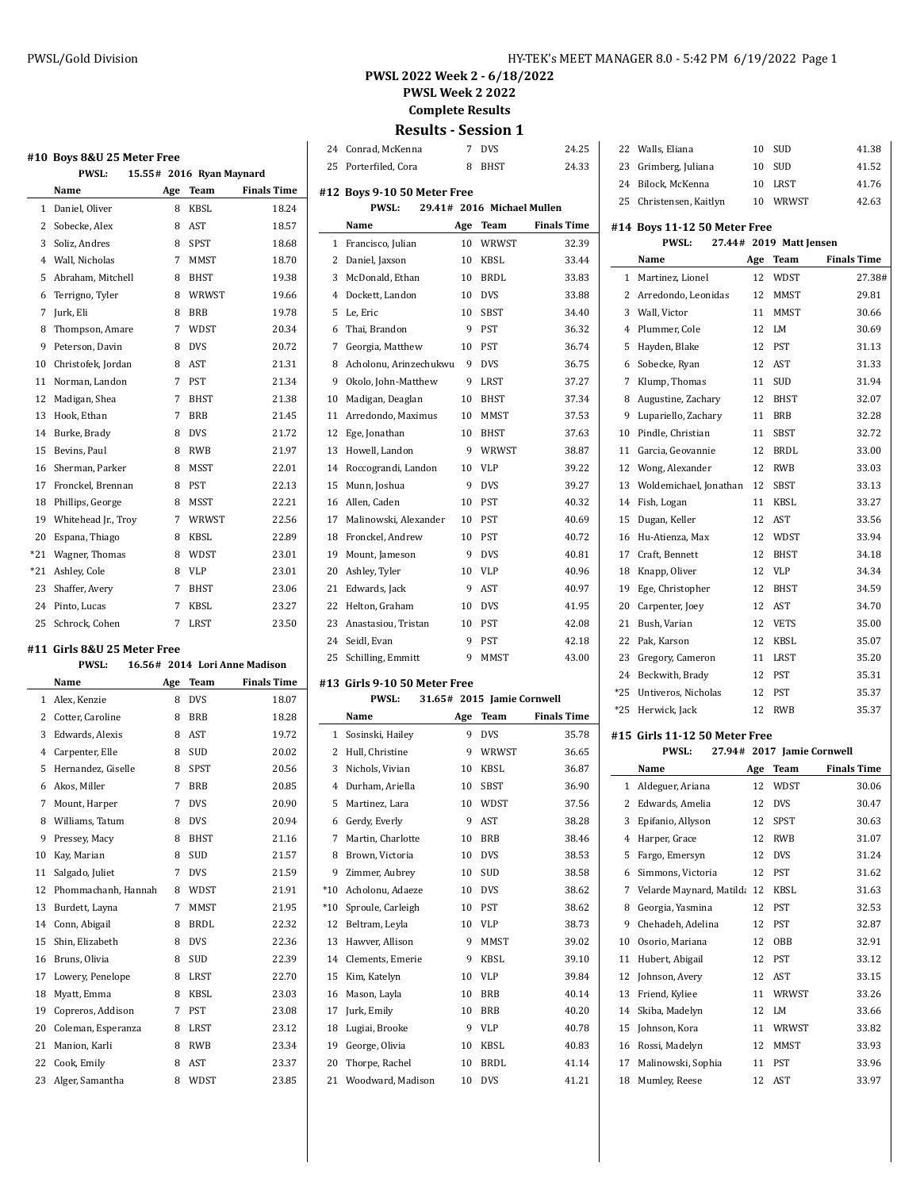# PWSL 2022 Week 2 - 6/18/2022

## PWSL Week 2 2022

### Complete Results

## Results - Session 1

### #10 Boys 8&U 25 Meter Free

PWSL: 15.55# 2016 Ryan Maynard

| | Name | Age | Team | Finals Time |
|---|---|---|---|---|
| 1 | Daniel, Oliver | 8 | KBSL | 18.24 |
| 2 | Sobecke, Alex | 8 | AST | 18.57 |
| 3 | Soliz, Andres | 8 | SPST | 18.68 |
| 4 | Wall, Nicholas | 7 | MMST | 18.70 |
| 5 | Abraham, Mitchell | 8 | BHST | 19.38 |
| 6 | Terrigno, Tyler | 8 | WRWST | 19.66 |
| 7 | Jurk, Eli | 8 | BRB | 19.78 |
| 8 | Thompson, Amare | 7 | WDST | 20.34 |
| 9 | Peterson, Davin | 8 | DVS | 20.72 |
| 10 | Christofek, Jordan | 8 | AST | 21.31 |
| 11 | Norman, Landon | 7 | PST | 21.34 |
| 12 | Madigan, Shea | 7 | BHST | 21.38 |
| 13 | Hook, Ethan | 7 | BRB | 21.45 |
| 14 | Burke, Brady | 8 | DVS | 21.72 |
| 15 | Bevins, Paul | 8 | RWB | 21.97 |
| 16 | Sherman, Parker | 8 | MSST | 22.01 |
| 17 | Fronckel, Brennan | 8 | PST | 22.13 |
| 18 | Phillips, George | 8 | MSST | 22.21 |
| 19 | Whitehead Jr., Troy | 7 | WRWST | 22.56 |
| 20 | Espana, Thiago | 8 | KBSL | 22.89 |
| *21 | Wagner, Thomas | 8 | WDST | 23.01 |
| *21 | Ashley, Cole | 8 | VLP | 23.01 |
| 23 | Shaffer, Avery | 7 | BHST | 23.06 |
| 24 | Pinto, Lucas | 7 | KBSL | 23.27 |
| 25 | Schrock, Cohen | 7 | LRST | 23.50 |

### #11 Girls 8&U 25 Meter Free

PWSL: 16.56# 2014 Lori Anne Madison

| | Name | Age | Team | Finals Time |
|---|---|---|---|---|
| 1 | Alex, Kenzie | 8 | DVS | 18.07 |
| 2 | Cotter, Caroline | 8 | BRB | 18.28 |
| 3 | Edwards, Alexis | 8 | AST | 19.72 |
| 4 | Carpenter, Elle | 8 | SUD | 20.02 |
| 5 | Hernandez, Giselle | 8 | SPST | 20.56 |
| 6 | Akos, Miller | 7 | BRB | 20.85 |
| 7 | Mount, Harper | 7 | DVS | 20.90 |
| 8 | Williams, Tatum | 8 | DVS | 20.94 |
| 9 | Pressey, Macy | 8 | BHST | 21.16 |
| 10 | Kay, Marian | 8 | SUD | 21.57 |
| 11 | Salgado, Juliet | 7 | DVS | 21.59 |
| 12 | Phommachanh, Hannah | 8 | WDST | 21.91 |
| 13 | Burdett, Layna | 7 | MMST | 21.95 |
| 14 | Conn, Abigail | 8 | BRDL | 22.32 |
| 15 | Shin, Elizabeth | 8 | DVS | 22.36 |
| 16 | Bruns, Olivia | 8 | SUD | 22.39 |
| 17 | Lowery, Penelope | 8 | LRST | 22.70 |
| 18 | Myatt, Emma | 8 | KBSL | 23.03 |
| 19 | Copreros, Addison | 7 | PST | 23.08 |
| 20 | Coleman, Esperanza | 8 | LRST | 23.12 |
| 21 | Manion, Karli | 8 | RWB | 23.34 |
| 22 | Cook, Emily | 8 | AST | 23.37 |
| 23 | Alger, Samantha | 8 | WDST | 23.85 |
| 24 | Conrad, McKenna | 7 | DVS | 24.25 |
| 25 | Porterfiled, Cora | 8 | BHST | 24.33 |

### #12 Boys 9-10 50 Meter Free

PWSL: 29.41# 2016 Michael Mullen

| | Name | Age | Team | Finals Time |
|---|---|---|---|---|
| 1 | Francisco, Julian | 10 | WRWST | 32.39 |
| 2 | Daniel, Jaxson | 10 | KBSL | 33.44 |
| 3 | McDonald, Ethan | 10 | BRDL | 33.83 |
| 4 | Dockett, Landon | 10 | DVS | 33.88 |
| 5 | Le, Eric | 10 | SBST | 34.40 |
| 6 | Thai, Brandon | 9 | PST | 36.32 |
| 7 | Georgia, Matthew | 10 | PST | 36.74 |
| 8 | Acholonu, Arinzechukwu | 9 | DVS | 36.75 |
| 9 | Okolo, John-Matthew | 9 | LRST | 37.27 |
| 10 | Madigan, Deaglan | 10 | BHST | 37.34 |
| 11 | Arredondo, Maximus | 10 | MMST | 37.53 |
| 12 | Ege, Jonathan | 10 | BHST | 37.63 |
| 13 | Howell, Landon | 9 | WRWST | 38.87 |
| 14 | Roccograndi, Landon | 10 | VLP | 39.22 |
| 15 | Munn, Joshua | 9 | DVS | 39.27 |
| 16 | Allen, Caden | 10 | PST | 40.32 |
| 17 | Malinowski, Alexander | 10 | PST | 40.69 |
| 18 | Fronckel, Andrew | 10 | PST | 40.72 |
| 19 | Mount, Jameson | 9 | DVS | 40.81 |
| 20 | Ashley, Tyler | 10 | VLP | 40.96 |
| 21 | Edwards, Jack | 9 | AST | 40.97 |
| 22 | Helton, Graham | 10 | DVS | 41.95 |
| 23 | Anastasiou, Tristan | 10 | PST | 42.08 |
| 24 | Seidl, Evan | 9 | PST | 42.18 |
| 25 | Schilling, Emmitt | 9 | MMST | 43.00 |

### #13 Girls 9-10 50 Meter Free

PWSL: 31.65# 2015 Jamie Cornwell

| | Name | Age | Team | Finals Time |
|---|---|---|---|---|
| 1 | Sosinski, Hailey | 9 | DVS | 35.78 |
| 2 | Hull, Christine | 9 | WRWST | 36.65 |
| 3 | Nichols, Vivian | 10 | KBSL | 36.87 |
| 4 | Durham, Ariella | 10 | SBST | 36.90 |
| 5 | Martinez, Lara | 10 | WDST | 37.56 |
| 6 | Gerdy, Everly | 9 | AST | 38.28 |
| 7 | Martin, Charlotte | 10 | BRB | 38.46 |
| 8 | Brown, Victoria | 10 | DVS | 38.53 |
| 9 | Zimmer, Aubrey | 10 | SUD | 38.58 |
| *10 | Acholonu, Adaeze | 10 | DVS | 38.62 |
| *10 | Sproule, Carleigh | 10 | PST | 38.62 |
| 12 | Beltram, Leyla | 10 | VLP | 38.73 |
| 13 | Hawver, Allison | 9 | MMST | 39.02 |
| 14 | Clements, Emerie | 9 | KBSL | 39.10 |
| 15 | Kim, Katelyn | 10 | VLP | 39.84 |
| 16 | Mason, Layla | 10 | BRB | 40.14 |
| 17 | Jurk, Emily | 10 | BRB | 40.20 |
| 18 | Lugiai, Brooke | 9 | VLP | 40.78 |
| 19 | George, Olivia | 10 | KBSL | 40.83 |
| 20 | Thorpe, Rachel | 10 | BRDL | 41.14 |
| 21 | Woodward, Madison | 10 | DVS | 41.21 |
| 22 | Walls, Eliana | 10 | SUD | 41.38 |
| 23 | Grimberg, Juliana | 10 | SUD | 41.52 |
| 24 | Bilock, McKenna | 10 | LRST | 41.76 |
| 25 | Christensen, Kaitlyn | 10 | WRWST | 42.63 |

### #14 Boys 11-12 50 Meter Free

PWSL: 27.44# 2019 Matt Jensen

| | Name | Age | Team | Finals Time |
|---|---|---|---|---|
| 1 | Martinez, Lionel | 12 | WDST | 27.38# |
| 2 | Arredondo, Leonidas | 12 | MMST | 29.81 |
| 3 | Wall, Victor | 11 | MMST | 30.66 |
| 4 | Plummer, Cole | 12 | LM | 30.69 |
| 5 | Hayden, Blake | 12 | PST | 31.13 |
| 6 | Sobecke, Ryan | 12 | AST | 31.33 |
| 7 | Klump, Thomas | 11 | SUD | 31.94 |
| 8 | Augustine, Zachary | 12 | BHST | 32.07 |
| 9 | Lupariello, Zachary | 11 | BRB | 32.28 |
| 10 | Pindle, Christian | 11 | SBST | 32.72 |
| 11 | Garcia, Geovannie | 12 | BRDL | 33.00 |
| 12 | Wong, Alexander | 12 | RWB | 33.03 |
| 13 | Woldemichael, Jonathan | 12 | SBST | 33.13 |
| 14 | Fish, Logan | 11 | KBSL | 33.27 |
| 15 | Dugan, Keller | 12 | AST | 33.56 |
| 16 | Hu-Atienza, Max | 12 | WDST | 33.94 |
| 17 | Craft, Bennett | 12 | BHST | 34.18 |
| 18 | Knapp, Oliver | 12 | VLP | 34.34 |
| 19 | Ege, Christopher | 12 | BHST | 34.59 |
| 20 | Carpenter, Joey | 12 | AST | 34.70 |
| 21 | Bush, Varian | 12 | VETS | 35.00 |
| 22 | Pak, Karson | 12 | KBSL | 35.07 |
| 23 | Gregory, Cameron | 11 | LRST | 35.20 |
| 24 | Beckwith, Brady | 12 | PST | 35.31 |
| *25 | Untiveros, Nicholas | 12 | PST | 35.37 |
| *25 | Herwick, Jack | 12 | RWB | 35.37 |

### #15 Girls 11-12 50 Meter Free

PWSL: 27.94# 2017 Jamie Cornwell

| | Name | Age | Team | Finals Time |
|---|---|---|---|---|
| 1 | Aldeguer, Ariana | 12 | WDST | 30.06 |
| 2 | Edwards, Amelia | 12 | DVS | 30.47 |
| 3 | Epifanio, Allyson | 12 | SPST | 30.63 |
| 4 | Harper, Grace | 12 | RWB | 31.07 |
| 5 | Fargo, Emersyn | 12 | DVS | 31.24 |
| 6 | Simmons, Victoria | 12 | PST | 31.62 |
| 7 | Velarde Maynard, Matilda | 12 | KBSL | 31.63 |
| 8 | Georgia, Yasmina | 12 | PST | 32.53 |
| 9 | Chehadeh, Adelina | 12 | PST | 32.87 |
| 10 | Osorio, Mariana | 12 | OBB | 32.91 |
| 11 | Hubert, Abigail | 12 | PST | 33.12 |
| 12 | Johnson, Avery | 12 | AST | 33.15 |
| 13 | Friend, Kyliee | 11 | WRWST | 33.26 |
| 14 | Skiba, Madelyn | 12 | LM | 33.66 |
| 15 | Johnson, Kora | 11 | WRWST | 33.82 |
| 16 | Rossi, Madelyn | 12 | MMST | 33.93 |
| 17 | Malinowski, Sophia | 11 | PST | 33.96 |
| 18 | Mumley, Reese | 12 | AST | 33.97 |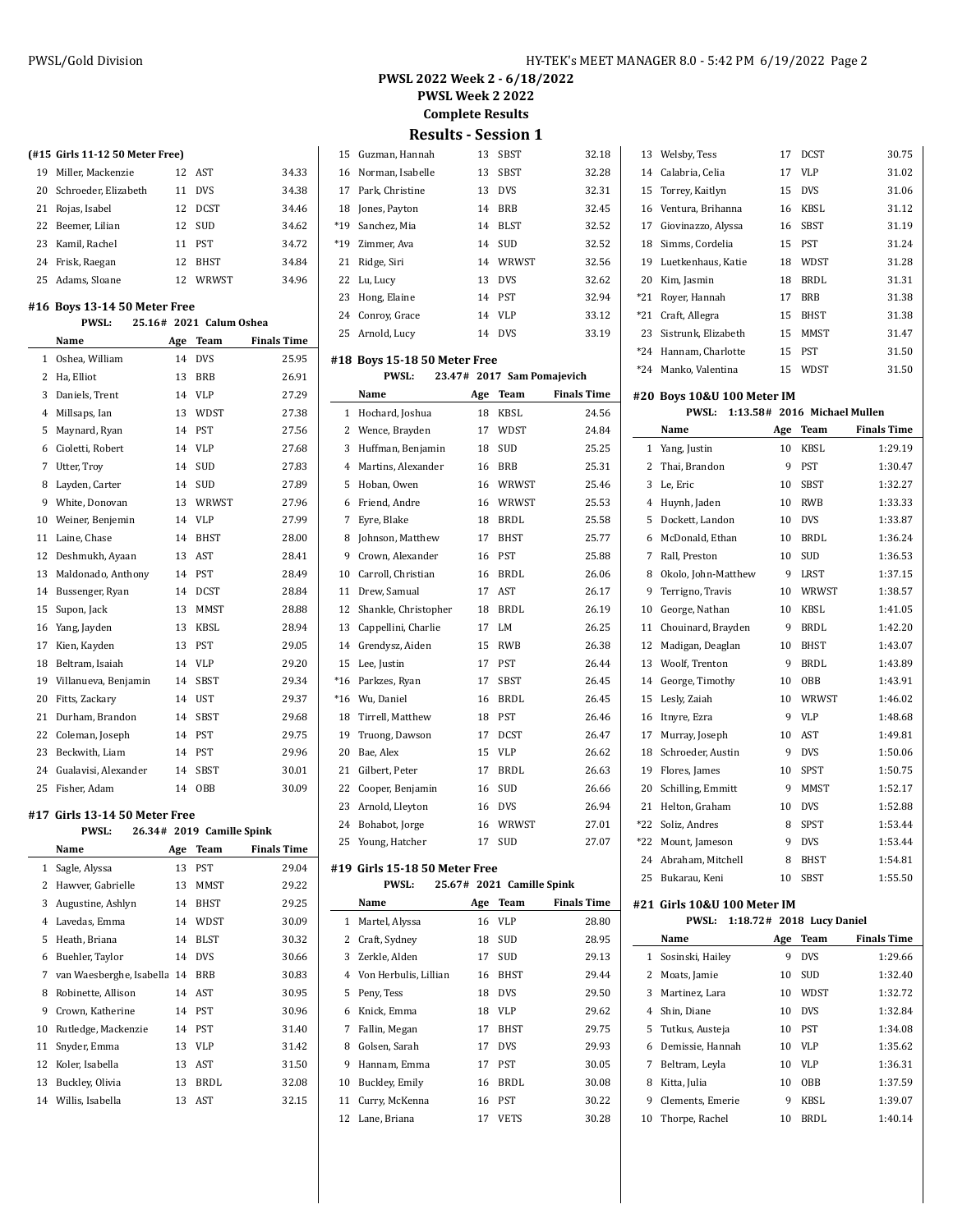# PWSL 2022 Week 2 - 6/18/2022

## PWSL Week 2 2022

### Complete Results

### Results - Session 1

**(#15 Girls 11-12 50 Meter Free)**

| | Name | Age | Team | Finals Time |
|---|---|---|---|---|
| 19 | Miller, Mackenzie | 12 | AST | 34.33 |
| 20 | Schroeder, Elizabeth | 11 | DVS | 34.38 |
| 21 | Rojas, Isabel | 12 | DCST | 34.46 |
| 22 | Beemer, Lilian | 12 | SUD | 34.62 |
| 23 | Kamil, Rachel | 11 | PST | 34.72 |
| 24 | Frisk, Raegan | 12 | BHST | 34.84 |
| 25 | Adams, Sloane | 12 | WRWST | 34.96 |

**#16 Boys 13-14 50 Meter Free**

PWSL: 25.16# 2021 Calum Oshea

| | Name | Age | Team | Finals Time |
|---|---|---|---|---|
| 1 | Oshea, William | 14 | DVS | 25.95 |
| 2 | Ha, Elliot | 13 | BRB | 26.91 |
| 3 | Daniels, Trent | 14 | VLP | 27.29 |
| 4 | Millsaps, Ian | 13 | WDST | 27.38 |
| 5 | Maynard, Ryan | 14 | PST | 27.56 |
| 6 | Cioletti, Robert | 14 | VLP | 27.68 |
| 7 | Utter, Troy | 14 | SUD | 27.83 |
| 8 | Layden, Carter | 14 | SUD | 27.89 |
| 9 | White, Donovan | 13 | WRWST | 27.96 |
| 10 | Weiner, Benjemin | 14 | VLP | 27.99 |
| 11 | Laine, Chase | 14 | BHST | 28.00 |
| 12 | Deshmukh, Ayaan | 13 | AST | 28.41 |
| 13 | Maldonado, Anthony | 14 | PST | 28.49 |
| 14 | Bussenger, Ryan | 14 | DCST | 28.84 |
| 15 | Supon, Jack | 13 | MMST | 28.88 |
| 16 | Yang, Jayden | 13 | KBSL | 28.94 |
| 17 | Kien, Kayden | 13 | PST | 29.05 |
| 18 | Beltram, Isaiah | 14 | VLP | 29.20 |
| 19 | Villanueva, Benjamin | 14 | SBST | 29.34 |
| 20 | Fitts, Zackary | 14 | UST | 29.37 |
| 21 | Durham, Brandon | 14 | SBST | 29.68 |
| 22 | Coleman, Joseph | 14 | PST | 29.75 |
| 23 | Beckwith, Liam | 14 | PST | 29.96 |
| 24 | Gualavisi, Alexander | 14 | SBST | 30.01 |
| 25 | Fisher, Adam | 14 | OBB | 30.09 |

**#17 Girls 13-14 50 Meter Free**

PWSL: 26.34# 2019 Camille Spink

| | Name | Age | Team | Finals Time |
|---|---|---|---|---|
| 1 | Sagle, Alyssa | 13 | PST | 29.04 |
| 2 | Hawver, Gabrielle | 13 | MMST | 29.22 |
| 3 | Augustine, Ashlyn | 14 | BHST | 29.25 |
| 4 | Lavedas, Emma | 14 | WDST | 30.09 |
| 5 | Heath, Briana | 14 | BLST | 30.32 |
| 6 | Buehler, Taylor | 14 | DVS | 30.66 |
| 7 | van Waesberghe, Isabella | 14 | BRB | 30.83 |
| 8 | Robinette, Allison | 14 | AST | 30.95 |
| 9 | Crown, Katherine | 14 | PST | 30.96 |
| 10 | Rutledge, Mackenzie | 14 | PST | 31.40 |
| 11 | Snyder, Emma | 13 | VLP | 31.42 |
| 12 | Koler, Isabella | 13 | AST | 31.50 |
| 13 | Buckley, Olivia | 13 | BRDL | 32.08 |
| 14 | Willis, Isabella | 13 | AST | 32.15 |
| 15 | Guzman, Hannah | 13 | SBST | 32.18 |
| 16 | Norman, Isabelle | 13 | SBST | 32.28 |
| 17 | Park, Christine | 13 | DVS | 32.31 |
| 18 | Jones, Payton | 14 | BRB | 32.45 |
| *19 | Sanchez, Mia | 14 | BLST | 32.52 |
| *19 | Zimmer, Ava | 14 | SUD | 32.52 |
| 21 | Ridge, Siri | 14 | WRWST | 32.56 |
| 22 | Lu, Lucy | 13 | DVS | 32.62 |
| 23 | Hong, Elaine | 14 | PST | 32.94 |
| 24 | Conroy, Grace | 14 | VLP | 33.12 |
| 25 | Arnold, Lucy | 14 | DVS | 33.19 |

**#18 Boys 15-18 50 Meter Free**

PWSL: 23.47# 2017 Sam Pomajevich

| | Name | Age | Team | Finals Time |
|---|---|---|---|---|
| 1 | Hochard, Joshua | 18 | KBSL | 24.56 |
| 2 | Wence, Brayden | 17 | WDST | 24.84 |
| 3 | Huffman, Benjamin | 18 | SUD | 25.25 |
| 4 | Martins, Alexander | 16 | BRB | 25.31 |
| 5 | Hoban, Owen | 16 | WRWST | 25.46 |
| 6 | Friend, Andre | 16 | WRWST | 25.53 |
| 7 | Eyre, Blake | 18 | BRDL | 25.58 |
| 8 | Johnson, Matthew | 17 | BHST | 25.77 |
| 9 | Crown, Alexander | 16 | PST | 25.88 |
| 10 | Carroll, Christian | 16 | BRDL | 26.06 |
| 11 | Drew, Samual | 17 | AST | 26.17 |
| 12 | Shankle, Christopher | 18 | BRDL | 26.19 |
| 13 | Cappellini, Charlie | 17 | LM | 26.25 |
| 14 | Grendysz, Aiden | 15 | RWB | 26.38 |
| 15 | Lee, Justin | 17 | PST | 26.44 |
| *16 | Parkzes, Ryan | 17 | SBST | 26.45 |
| *16 | Wu, Daniel | 16 | BRDL | 26.45 |
| 18 | Tirrell, Matthew | 18 | PST | 26.46 |
| 19 | Truong, Dawson | 17 | DCST | 26.47 |
| 20 | Bae, Alex | 15 | VLP | 26.62 |
| 21 | Gilbert, Peter | 17 | BRDL | 26.63 |
| 22 | Cooper, Benjamin | 16 | SUD | 26.66 |
| 23 | Arnold, Lleyton | 16 | DVS | 26.94 |
| 24 | Bohabot, Jorge | 16 | WRWST | 27.01 |
| 25 | Young, Hatcher | 17 | SUD | 27.07 |

**#19 Girls 15-18 50 Meter Free**

PWSL: 25.67# 2021 Camille Spink

| | Name | Age | Team | Finals Time |
|---|---|---|---|---|
| 1 | Martel, Alyssa | 16 | VLP | 28.80 |
| 2 | Craft, Sydney | 18 | SUD | 28.95 |
| 3 | Zerkle, Alden | 17 | SUD | 29.13 |
| 4 | Von Herbulis, Lillian | 16 | BHST | 29.44 |
| 5 | Peny, Tess | 18 | DVS | 29.50 |
| 6 | Knick, Emma | 18 | VLP | 29.62 |
| 7 | Fallin, Megan | 17 | BHST | 29.75 |
| 8 | Golsen, Sarah | 17 | DVS | 29.93 |
| 9 | Hannam, Emma | 17 | PST | 30.05 |
| 10 | Buckley, Emily | 16 | BRDL | 30.08 |
| 11 | Curry, McKenna | 16 | PST | 30.22 |
| 12 | Lane, Briana | 17 | VETS | 30.28 |
| 13 | Welsby, Tess | 17 | DCST | 30.75 |
| 14 | Calabria, Celia | 17 | VLP | 31.02 |
| 15 | Torrey, Kaitlyn | 15 | DVS | 31.06 |
| 16 | Ventura, Brihanna | 16 | KBSL | 31.12 |
| 17 | Giovinazzo, Alyssa | 16 | SBST | 31.19 |
| 18 | Simms, Cordelia | 15 | PST | 31.24 |
| 19 | Luetkenhaus, Katie | 18 | WDST | 31.28 |
| 20 | Kim, Jasmin | 18 | BRDL | 31.31 |
| *21 | Royer, Hannah | 17 | BRB | 31.38 |
| *21 | Craft, Allegra | 15 | BHST | 31.38 |
| 23 | Sistrunk, Elizabeth | 15 | MMST | 31.47 |
| *24 | Hannam, Charlotte | 15 | PST | 31.50 |
| *24 | Manko, Valentina | 15 | WDST | 31.50 |

**#20 Boys 10&U 100 Meter IM**

PWSL: 1:13.58# 2016 Michael Mullen

| | Name | Age | Team | Finals Time |
|---|---|---|---|---|
| 1 | Yang, Justin | 10 | KBSL | 1:29.19 |
| 2 | Thai, Brandon | 9 | PST | 1:30.47 |
| 3 | Le, Eric | 10 | SBST | 1:32.27 |
| 4 | Huynh, Jaden | 10 | RWB | 1:33.33 |
| 5 | Dockett, Landon | 10 | DVS | 1:33.87 |
| 6 | McDonald, Ethan | 10 | BRDL | 1:36.24 |
| 7 | Rall, Preston | 10 | SUD | 1:36.53 |
| 8 | Okolo, John-Matthew | 9 | LRST | 1:37.15 |
| 9 | Terrigno, Travis | 10 | WRWST | 1:38.57 |
| 10 | George, Nathan | 10 | KBSL | 1:41.05 |
| 11 | Chouinard, Brayden | 9 | BRDL | 1:42.20 |
| 12 | Madigan, Deaglan | 10 | BHST | 1:43.07 |
| 13 | Woolf, Trenton | 9 | BRDL | 1:43.89 |
| 14 | George, Timothy | 10 | OBB | 1:43.91 |
| 15 | Lesly, Zaiah | 10 | WRWST | 1:46.02 |
| 16 | Itnyre, Ezra | 9 | VLP | 1:48.68 |
| 17 | Murray, Joseph | 10 | AST | 1:49.81 |
| 18 | Schroeder, Austin | 9 | DVS | 1:50.06 |
| 19 | Flores, James | 10 | SPST | 1:50.75 |
| 20 | Schilling, Emmitt | 9 | MMST | 1:52.17 |
| 21 | Helton, Graham | 10 | DVS | 1:52.88 |
| *22 | Soliz, Andres | 8 | SPST | 1:53.44 |
| *22 | Mount, Jameson | 9 | DVS | 1:53.44 |
| 24 | Abraham, Mitchell | 8 | BHST | 1:54.81 |
| 25 | Bukarau, Keni | 10 | SBST | 1:55.50 |

**#21 Girls 10&U 100 Meter IM**

PWSL: 1:18.72# 2018 Lucy Daniel

| | Name | Age | Team | Finals Time |
|---|---|---|---|---|
| 1 | Sosinski, Hailey | 9 | DVS | 1:29.66 |
| 2 | Moats, Jamie | 10 | SUD | 1:32.40 |
| 3 | Martinez, Lara | 10 | WDST | 1:32.72 |
| 4 | Shin, Diane | 10 | DVS | 1:32.84 |
| 5 | Tutkus, Austeja | 10 | PST | 1:34.08 |
| 6 | Demissie, Hannah | 10 | VLP | 1:35.62 |
| 7 | Beltram, Leyla | 10 | VLP | 1:36.31 |
| 8 | Kitta, Julia | 10 | OBB | 1:37.59 |
| 9 | Clements, Emerie | 9 | KBSL | 1:39.07 |
| 10 | Thorpe, Rachel | 10 | BRDL | 1:40.14 |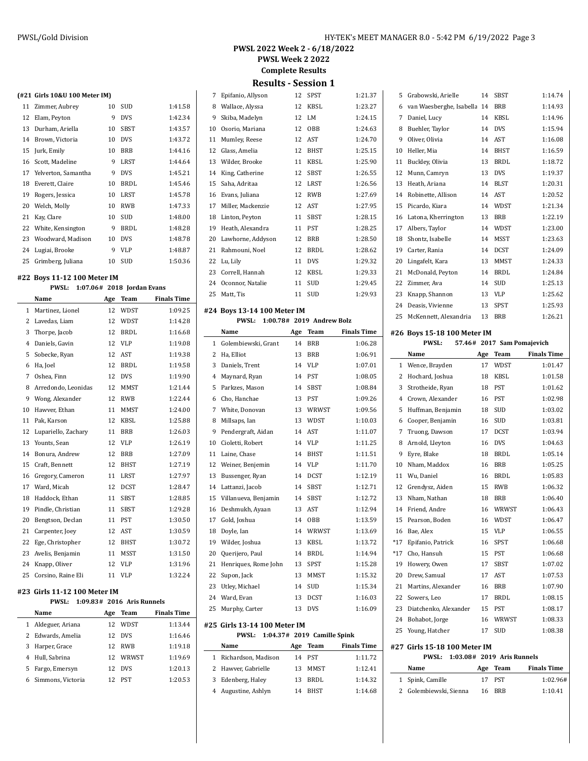# PWSL 2022 Week 2 - 6/18/2022

## PWSL Week 2 2022

**Complete Results**

## Results - Session 1

### (#21 Girls 10&U 100 Meter IM)

| | Name | Age | Team | Finals Time |
|---|---|---|---|---|
| 11 | Zimmer, Aubrey | 10 | SUD | 1:41.58 |
| 12 | Elam, Peyton | 9 | DVS | 1:42.34 |
| 13 | Durham, Ariella | 10 | SBST | 1:43.57 |
| 14 | Brown, Victoria | 10 | DVS | 1:43.72 |
| 15 | Jurk, Emily | 10 | BRB | 1:44.16 |
| 16 | Scott, Madeline | 9 | LRST | 1:44.64 |
| 17 | Yelverton, Samantha | 9 | DVS | 1:45.21 |
| 18 | Everett, Claire | 10 | BRDL | 1:45.46 |
| 19 | Rogers, Jessica | 10 | LRST | 1:45.78 |
| 20 | Welch, Molly | 10 | RWB | 1:47.33 |
| 21 | Kay, Clare | 10 | SUD | 1:48.00 |
| 22 | White, Kensington | 9 | BRDL | 1:48.28 |
| 23 | Woodward, Madison | 10 | DVS | 1:48.78 |
| 24 | Lugiai, Brooke | 9 | VLP | 1:48.87 |
| 25 | Grimberg, Juliana | 10 | SUD | 1:50.36 |

### #22 Boys 11-12 100 Meter IM

PWSL: 1:07.06# 2018 Jordan Evans

| | Name | Age | Team | Finals Time |
|---|---|---|---|---|
| 1 | Martinez, Lionel | 12 | WDST | 1:09.25 |
| 2 | Lavedas, Liam | 12 | WDST | 1:14.28 |
| 3 | Thorpe, Jacob | 12 | BRDL | 1:16.68 |
| 4 | Daniels, Gavin | 12 | VLP | 1:19.08 |
| 5 | Sobecke, Ryan | 12 | AST | 1:19.38 |
| 6 | Ha, Joel | 12 | BRDL | 1:19.58 |
| 7 | Oshea, Finn | 12 | DVS | 1:19.90 |
| 8 | Arredondo, Leonidas | 12 | MMST | 1:21.44 |
| 9 | Wong, Alexander | 12 | RWB | 1:22.44 |
| 10 | Hawver, Ethan | 11 | MMST | 1:24.00 |
| 11 | Pak, Karson | 12 | KBSL | 1:25.88 |
| 12 | Lupariello, Zachary | 11 | BRB | 1:26.03 |
| 13 | Younts, Sean | 12 | VLP | 1:26.19 |
| 14 | Bonura, Andrew | 12 | BRB | 1:27.09 |
| 15 | Craft, Bennett | 12 | BHST | 1:27.19 |
| 16 | Gregory, Cameron | 11 | LRST | 1:27.97 |
| 17 | Ward, Micah | 12 | DCST | 1:28.47 |
| 18 | Haddock, Ethan | 11 | SBST | 1:28.85 |
| 19 | Pindle, Christian | 11 | SBST | 1:29.28 |
| 20 | Bengtson, Declan | 11 | PST | 1:30.50 |
| 21 | Carpenter, Joey | 12 | AST | 1:30.59 |
| 22 | Ege, Christopher | 12 | BHST | 1:30.72 |
| 23 | Avelis, Benjamin | 11 | MSST | 1:31.50 |
| 24 | Knapp, Oliver | 12 | VLP | 1:31.96 |
| 25 | Corsino, Raine Eli | 11 | VLP | 1:32.24 |

### #23 Girls 11-12 100 Meter IM

PWSL: 1:09.83# 2016 Aris Runnels

| | Name | Age | Team | Finals Time |
|---|---|---|---|---|
| 1 | Aldeguer, Ariana | 12 | WDST | 1:13.44 |
| 2 | Edwards, Amelia | 12 | DVS | 1:16.46 |
| 3 | Harper, Grace | 12 | RWB | 1:19.18 |
| 4 | Hull, Sabrina | 12 | WRWST | 1:19.69 |
| 5 | Fargo, Emersyn | 12 | DVS | 1:20.13 |
| 6 | Simmons, Victoria | 12 | PST | 1:20.53 |
| 7 | Epifanio, Allyson | 12 | SPST | 1:21.37 |
| 8 | Wallace, Alyssa | 12 | KBSL | 1:23.27 |
| 9 | Skiba, Madelyn | 12 | LM | 1:24.15 |
| 10 | Osorio, Mariana | 12 | OBB | 1:24.63 |
| 11 | Mumley, Reese | 12 | AST | 1:24.70 |
| 12 | Glass, Amelia | 12 | BHST | 1:25.15 |
| 13 | Wilder, Brooke | 11 | KBSL | 1:25.90 |
| 14 | King, Catherine | 12 | SBST | 1:26.55 |
| 15 | Saha, Adritaa | 12 | LRST | 1:26.56 |
| 16 | Evans, Juliana | 12 | RWB | 1:27.69 |
| 17 | Miller, Mackenzie | 12 | AST | 1:27.95 |
| 18 | Linton, Peyton | 11 | SBST | 1:28.15 |
| 19 | Heath, Alexandra | 11 | PST | 1:28.25 |
| 20 | Lawhorne, Addyson | 12 | BRB | 1:28.50 |
| 21 | Rahmouni, Noel | 12 | BRDL | 1:28.62 |
| 22 | Lu, Lily | 11 | DVS | 1:29.32 |
| 23 | Correll, Hannah | 12 | KBSL | 1:29.33 |
| 24 | Oconnor, Natalie | 11 | SUD | 1:29.45 |
| 25 | Matt, Tis | 11 | SUD | 1:29.93 |

### #24 Boys 13-14 100 Meter IM

PWSL: 1:00.78# 2019 Andrew Bolz

| | Name | Age | Team | Finals Time |
|---|---|---|---|---|
| 1 | Golembiewski, Grant | 14 | BRB | 1:06.28 |
| 2 | Ha, Elliot | 13 | BRB | 1:06.91 |
| 3 | Daniels, Trent | 14 | VLP | 1:07.01 |
| 4 | Maynard, Ryan | 14 | PST | 1:08.05 |
| 5 | Parkzes, Mason | 14 | SBST | 1:08.84 |
| 6 | Cho, Hanchae | 13 | PST | 1:09.26 |
| 7 | White, Donovan | 13 | WRWST | 1:09.56 |
| 8 | Millsaps, Ian | 13 | WDST | 1:10.03 |
| 9 | Pendergraft, Aidan | 14 | AST | 1:11.07 |
| 10 | Cioletti, Robert | 14 | VLP | 1:11.25 |
| 11 | Laine, Chase | 14 | BHST | 1:11.51 |
| 12 | Weiner, Benjemin | 14 | VLP | 1:11.70 |
| 13 | Bussenger, Ryan | 14 | DCST | 1:12.19 |
| 14 | Lattanzi, Jacob | 14 | SBST | 1:12.71 |
| 15 | Villanueva, Benjamin | 14 | SBST | 1:12.72 |
| 16 | Deshmukh, Ayaan | 13 | AST | 1:12.94 |
| 17 | Gold, Joshua | 14 | OBB | 1:13.59 |
| 18 | Doyle, Ian | 14 | WRWST | 1:13.69 |
| 19 | Wilder, Joshua | 13 | KBSL | 1:13.72 |
| 20 | Querijero, Paul | 14 | BRDL | 1:14.94 |
| 21 | Henriques, Rome John | 13 | SPST | 1:15.28 |
| 22 | Supon, Jack | 13 | MMST | 1:15.32 |
| 23 | Utley, Michael | 14 | SUD | 1:15.34 |
| 24 | Ward, Evan | 13 | DCST | 1:16.03 |
| 25 | Murphy, Carter | 13 | DVS | 1:16.09 |

### #25 Girls 13-14 100 Meter IM

PWSL: 1:04.37# 2019 Camille Spink

| | Name | Age | Team | Finals Time |
|---|---|---|---|---|
| 1 | Richardson, Madison | 14 | PST | 1:11.72 |
| 2 | Hawver, Gabrielle | 13 | MMST | 1:12.41 |
| 3 | Edenberg, Haley | 13 | BRDL | 1:14.32 |
| 4 | Augustine, Ashlyn | 14 | BHST | 1:14.68 |
| 5 | Grabowski, Arielle | 14 | SBST | 1:14.74 |
| 6 | van Waesberghe, Isabella | 14 | BRB | 1:14.93 |
| 7 | Daniel, Lucy | 14 | KBSL | 1:14.96 |
| 8 | Buehler, Taylor | 14 | DVS | 1:15.94 |
| 9 | Oliver, Olivia | 14 | AST | 1:16.08 |
| 10 | Heller, Mia | 14 | BHST | 1:16.59 |
| 11 | Buckley, Olivia | 13 | BRDL | 1:18.72 |
| 12 | Munn, Camryn | 13 | DVS | 1:19.37 |
| 13 | Heath, Ariana | 14 | BLST | 1:20.31 |
| 14 | Robinette, Allison | 14 | AST | 1:20.52 |
| 15 | Picardo, Kiara | 14 | WDST | 1:21.34 |
| 16 | Latona, Kherrington | 13 | BRB | 1:22.19 |
| 17 | Albers, Taylor | 14 | WDST | 1:23.00 |
| 18 | Shontz, Isabelle | 14 | MSST | 1:23.63 |
| 19 | Carter, Rania | 14 | DCST | 1:24.09 |
| 20 | Lingafelt, Kara | 13 | MMST | 1:24.33 |
| 21 | McDonald, Peyton | 14 | BRDL | 1:24.84 |
| 22 | Zimmer, Ava | 14 | SUD | 1:25.13 |
| 23 | Knapp, Shannon | 13 | VLP | 1:25.62 |
| 24 | Deasis, Vivienne | 13 | SPST | 1:25.93 |
| 25 | McKennett, Alexandria | 13 | BRB | 1:26.21 |

### #26 Boys 15-18 100 Meter IM

PWSL: 57.46# 2017 Sam Pomajevich

| | Name | Age | Team | Finals Time |
|---|---|---|---|---|
| 1 | Wence, Brayden | 17 | WDST | 1:01.47 |
| 2 | Hochard, Joshua | 18 | KBSL | 1:01.58 |
| 3 | Strotheide, Ryan | 18 | PST | 1:01.62 |
| 4 | Crown, Alexander | 16 | PST | 1:02.98 |
| 5 | Huffman, Benjamin | 18 | SUD | 1:03.02 |
| 6 | Cooper, Benjamin | 16 | SUD | 1:03.81 |
| 7 | Truong, Dawson | 17 | DCST | 1:03.94 |
| 8 | Arnold, Lleyton | 16 | DVS | 1:04.63 |
| 9 | Eyre, Blake | 18 | BRDL | 1:05.14 |
| 10 | Nham, Maddox | 16 | BRB | 1:05.25 |
| 11 | Wu, Daniel | 16 | BRDL | 1:05.83 |
| 12 | Grendysz, Aiden | 15 | RWB | 1:06.32 |
| 13 | Nham, Nathan | 18 | BRB | 1:06.40 |
| 14 | Friend, Andre | 16 | WRWST | 1:06.43 |
| 15 | Pearson, Boden | 16 | WDST | 1:06.47 |
| 16 | Bae, Alex | 15 | VLP | 1:06.55 |
| *17 | Epifanio, Patrick | 16 | SPST | 1:06.68 |
| *17 | Cho, Hansuh | 15 | PST | 1:06.68 |
| 19 | Howery, Owen | 17 | SBST | 1:07.02 |
| 20 | Drew, Samual | 17 | AST | 1:07.53 |
| 21 | Martins, Alexander | 16 | BRB | 1:07.90 |
| 22 | Sowers, Leo | 17 | BRDL | 1:08.15 |
| 23 | Diatchenko, Alexander | 15 | PST | 1:08.17 |
| 24 | Bohabot, Jorge | 16 | WRWST | 1:08.33 |
| 25 | Young, Hatcher | 17 | SUD | 1:08.38 |

### #27 Girls 15-18 100 Meter IM

PWSL: 1:03.08# 2019 Aris Runnels

| | Name | Age | Team | Finals Time |
|---|---|---|---|---|
| 1 | Spink, Camille | 17 | PST | 1:02.96# |
| 2 | Golembiewski, Sienna | 16 | BRB | 1:10.41 |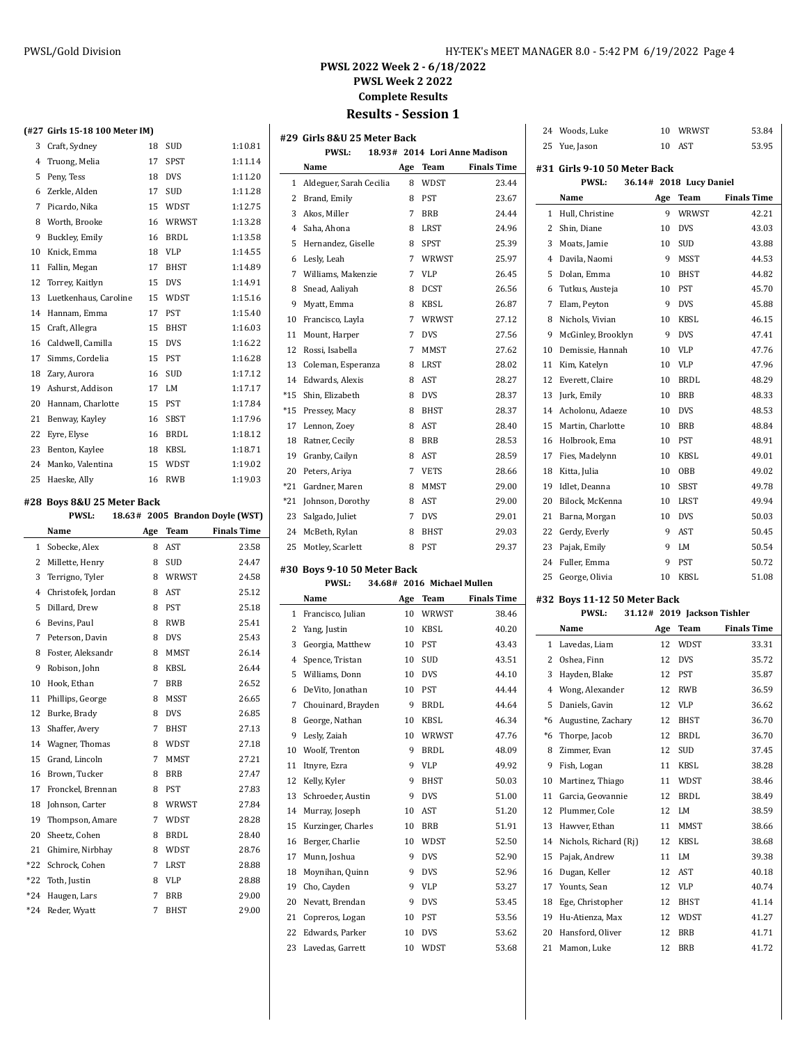## PWSL 2022 Week 2 - 6/18/2022

### PWSL Week 2 2022

**Complete Results**

## Results - Session 1

### (#27 Girls 15-18 100 Meter IM)

| | Name | Age | Team | Finals Time |
|---|---|---|---|---|
| 3 | Craft, Sydney | 18 | SUD | 1:10.81 |
| 4 | Truong, Melia | 17 | SPST | 1:11.14 |
| 5 | Peny, Tess | 18 | DVS | 1:11.20 |
| 6 | Zerkle, Alden | 17 | SUD | 1:11.28 |
| 7 | Picardo, Nika | 15 | WDST | 1:12.75 |
| 8 | Worth, Brooke | 16 | WRWST | 1:13.28 |
| 9 | Buckley, Emily | 16 | BRDL | 1:13.58 |
| 10 | Knick, Emma | 18 | VLP | 1:14.55 |
| 11 | Fallin, Megan | 17 | BHST | 1:14.89 |
| 12 | Torrey, Kaitlyn | 15 | DVS | 1:14.91 |
| 13 | Luetkenhaus, Caroline | 15 | WDST | 1:15.16 |
| 14 | Hannam, Emma | 17 | PST | 1:15.40 |
| 15 | Craft, Allegra | 15 | BHST | 1:16.03 |
| 16 | Caldwell, Camilla | 15 | DVS | 1:16.22 |
| 17 | Simms, Cordelia | 15 | PST | 1:16.28 |
| 18 | Zary, Aurora | 16 | SUD | 1:17.12 |
| 19 | Ashurst, Addison | 17 | LM | 1:17.17 |
| 20 | Hannam, Charlotte | 15 | PST | 1:17.84 |
| 21 | Benway, Kayley | 16 | SBST | 1:17.96 |
| 22 | Eyre, Elyse | 16 | BRDL | 1:18.12 |
| 23 | Benton, Kaylee | 18 | KBSL | 1:18.71 |
| 24 | Manko, Valentina | 15 | WDST | 1:19.02 |
| 25 | Haeske, Ally | 16 | RWB | 1:19.03 |

### #28 Boys 8&U 25 Meter Back

PWSL: 18.63# 2005 Brandon Doyle (WST)

| | Name | Age | Team | Finals Time |
|---|---|---|---|---|
| 1 | Sobecke, Alex | 8 | AST | 23.58 |
| 2 | Millette, Henry | 8 | SUD | 24.47 |
| 3 | Terrigno, Tyler | 8 | WRWST | 24.58 |
| 4 | Christofek, Jordan | 8 | AST | 25.12 |
| 5 | Dillard, Drew | 8 | PST | 25.18 |
| 6 | Bevins, Paul | 8 | RWB | 25.41 |
| 7 | Peterson, Davin | 8 | DVS | 25.43 |
| 8 | Foster, Aleksandr | 8 | MMST | 26.14 |
| 9 | Robison, John | 8 | KBSL | 26.44 |
| 10 | Hook, Ethan | 7 | BRB | 26.52 |
| 11 | Phillips, George | 8 | MSST | 26.65 |
| 12 | Burke, Brady | 8 | DVS | 26.85 |
| 13 | Shaffer, Avery | 7 | BHST | 27.13 |
| 14 | Wagner, Thomas | 8 | WDST | 27.18 |
| 15 | Grand, Lincoln | 7 | MMST | 27.21 |
| 16 | Brown, Tucker | 8 | BRB | 27.47 |
| 17 | Fronckel, Brennan | 8 | PST | 27.83 |
| 18 | Johnson, Carter | 8 | WRWST | 27.84 |
| 19 | Thompson, Amare | 7 | WDST | 28.28 |
| 20 | Sheetz, Cohen | 8 | BRDL | 28.40 |
| 21 | Ghimire, Nirbhay | 8 | WDST | 28.76 |
| *22 | Schrock, Cohen | 7 | LRST | 28.88 |
| *22 | Toth, Justin | 8 | VLP | 28.88 |
| *24 | Haugen, Lars | 7 | BRB | 29.00 |
| *24 | Reder, Wyatt | 7 | BHST | 29.00 |

### #29 Girls 8&U 25 Meter Back

PWSL: 18.93# 2014 Lori Anne Madison

| | Name | Age | Team | Finals Time |
|---|---|---|---|---|
| 1 | Aldeguer, Sarah Cecilia | 8 | WDST | 23.44 |
| 2 | Brand, Emily | 8 | PST | 23.67 |
| 3 | Akos, Miller | 7 | BRB | 24.44 |
| 4 | Saha, Ahona | 8 | LRST | 24.96 |
| 5 | Hernandez, Giselle | 8 | SPST | 25.39 |
| 6 | Lesly, Leah | 7 | WRWST | 25.97 |
| 7 | Williams, Makenzie | 7 | VLP | 26.45 |
| 8 | Snead, Aaliyah | 8 | DCST | 26.56 |
| 9 | Myatt, Emma | 8 | KBSL | 26.87 |
| 10 | Francisco, Layla | 7 | WRWST | 27.12 |
| 11 | Mount, Harper | 7 | DVS | 27.56 |
| 12 | Rossi, Isabella | 7 | MMST | 27.62 |
| 13 | Coleman, Esperanza | 8 | LRST | 28.02 |
| 14 | Edwards, Alexis | 8 | AST | 28.27 |
| *15 | Shin, Elizabeth | 8 | DVS | 28.37 |
| *15 | Pressey, Macy | 8 | BHST | 28.37 |
| 17 | Lennon, Zoey | 8 | AST | 28.40 |
| 18 | Ratner, Cecily | 8 | BRB | 28.53 |
| 19 | Granby, Cailyn | 8 | AST | 28.59 |
| 20 | Peters, Ariya | 7 | VETS | 28.66 |
| *21 | Gardner, Maren | 8 | MMST | 29.00 |
| *21 | Johnson, Dorothy | 8 | AST | 29.00 |
| 23 | Salgado, Juliet | 7 | DVS | 29.01 |
| 24 | McBeth, Rylan | 8 | BHST | 29.03 |
| 25 | Motley, Scarlett | 8 | PST | 29.37 |

### #30 Boys 9-10 50 Meter Back

PWSL: 34.68# 2016 Michael Mullen

| | Name | Age | Team | Finals Time |
|---|---|---|---|---|
| 1 | Francisco, Julian | 10 | WRWST | 38.46 |
| 2 | Yang, Justin | 10 | KBSL | 40.20 |
| 3 | Georgia, Matthew | 10 | PST | 43.43 |
| 4 | Spence, Tristan | 10 | SUD | 43.51 |
| 5 | Williams, Donn | 10 | DVS | 44.10 |
| 6 | DeVito, Jonathan | 10 | PST | 44.44 |
| 7 | Chouinard, Brayden | 9 | BRDL | 44.64 |
| 8 | George, Nathan | 10 | KBSL | 46.34 |
| 9 | Lesly, Zaiah | 10 | WRWST | 47.76 |
| 10 | Woolf, Trenton | 9 | BRDL | 48.09 |
| 11 | Itnyre, Ezra | 9 | VLP | 49.92 |
| 12 | Kelly, Kyler | 9 | BHST | 50.03 |
| 13 | Schroeder, Austin | 9 | DVS | 51.00 |
| 14 | Murray, Joseph | 10 | AST | 51.20 |
| 15 | Kurzinger, Charles | 10 | BRB | 51.91 |
| 16 | Berger, Charlie | 10 | WDST | 52.50 |
| 17 | Munn, Joshua | 9 | DVS | 52.90 |
| 18 | Moynihan, Quinn | 9 | DVS | 52.96 |
| 19 | Cho, Cayden | 9 | VLP | 53.27 |
| 20 | Nevatt, Brendan | 9 | DVS | 53.45 |
| 21 | Copreros, Logan | 10 | PST | 53.56 |
| 22 | Edwards, Parker | 10 | DVS | 53.62 |
| 23 | Lavedas, Garrett | 10 | WDST | 53.68 |
| 24 | Woods, Luke | 10 | WRWST | 53.84 |
| 25 | Yue, Jason | 10 | AST | 53.95 |

### #31 Girls 9-10 50 Meter Back

PWSL: 36.14# 2018 Lucy Daniel

| | Name | Age | Team | Finals Time |
|---|---|---|---|---|
| 1 | Hull, Christine | 9 | WRWST | 42.21 |
| 2 | Shin, Diane | 10 | DVS | 43.03 |
| 3 | Moats, Jamie | 10 | SUD | 43.88 |
| 4 | Davila, Naomi | 9 | MSST | 44.53 |
| 5 | Dolan, Emma | 10 | BHST | 44.82 |
| 6 | Tutkus, Austeja | 10 | PST | 45.70 |
| 7 | Elam, Peyton | 9 | DVS | 45.88 |
| 8 | Nichols, Vivian | 10 | KBSL | 46.15 |
| 9 | McGinley, Brooklyn | 9 | DVS | 47.41 |
| 10 | Demissie, Hannah | 10 | VLP | 47.76 |
| 11 | Kim, Katelyn | 10 | VLP | 47.96 |
| 12 | Everett, Claire | 10 | BRDL | 48.29 |
| 13 | Jurk, Emily | 10 | BRB | 48.33 |
| 14 | Acholonu, Adaeze | 10 | DVS | 48.53 |
| 15 | Martin, Charlotte | 10 | BRB | 48.84 |
| 16 | Holbrook, Ema | 10 | PST | 48.91 |
| 17 | Fies, Madelynn | 10 | KBSL | 49.01 |
| 18 | Kitta, Julia | 10 | OBB | 49.02 |
| 19 | Idlet, Deanna | 10 | SBST | 49.78 |
| 20 | Bilock, McKenna | 10 | LRST | 49.94 |
| 21 | Barna, Morgan | 10 | DVS | 50.03 |
| 22 | Gerdy, Everly | 9 | AST | 50.45 |
| 23 | Pajak, Emily | 9 | LM | 50.54 |
| 24 | Fuller, Emma | 9 | PST | 50.72 |
| 25 | George, Olivia | 10 | KBSL | 51.08 |

### #32 Boys 11-12 50 Meter Back

PWSL: 31.12# 2019 Jackson Tishler

| | Name | Age | Team | Finals Time |
|---|---|---|---|---|
| 1 | Lavedas, Liam | 12 | WDST | 33.31 |
| 2 | Oshea, Finn | 12 | DVS | 35.72 |
| 3 | Hayden, Blake | 12 | PST | 35.87 |
| 4 | Wong, Alexander | 12 | RWB | 36.59 |
| 5 | Daniels, Gavin | 12 | VLP | 36.62 |
| *6 | Augustine, Zachary | 12 | BHST | 36.70 |
| *6 | Thorpe, Jacob | 12 | BRDL | 36.70 |
| 8 | Zimmer, Evan | 12 | SUD | 37.45 |
| 9 | Fish, Logan | 11 | KBSL | 38.28 |
| 10 | Martinez, Thiago | 11 | WDST | 38.46 |
| 11 | Garcia, Geovannie | 12 | BRDL | 38.49 |
| 12 | Plummer, Cole | 12 | LM | 38.59 |
| 13 | Hawver, Ethan | 11 | MMST | 38.66 |
| 14 | Nichols, Richard (Rj) | 12 | KBSL | 38.68 |
| 15 | Pajak, Andrew | 11 | LM | 39.38 |
| 16 | Dugan, Keller | 12 | AST | 40.18 |
| 17 | Younts, Sean | 12 | VLP | 40.74 |
| 18 | Ege, Christopher | 12 | BHST | 41.14 |
| 19 | Hu-Atienza, Max | 12 | WDST | 41.27 |
| 20 | Hansford, Oliver | 12 | BRB | 41.71 |
| 21 | Mamon, Luke | 12 | BRB | 41.72 |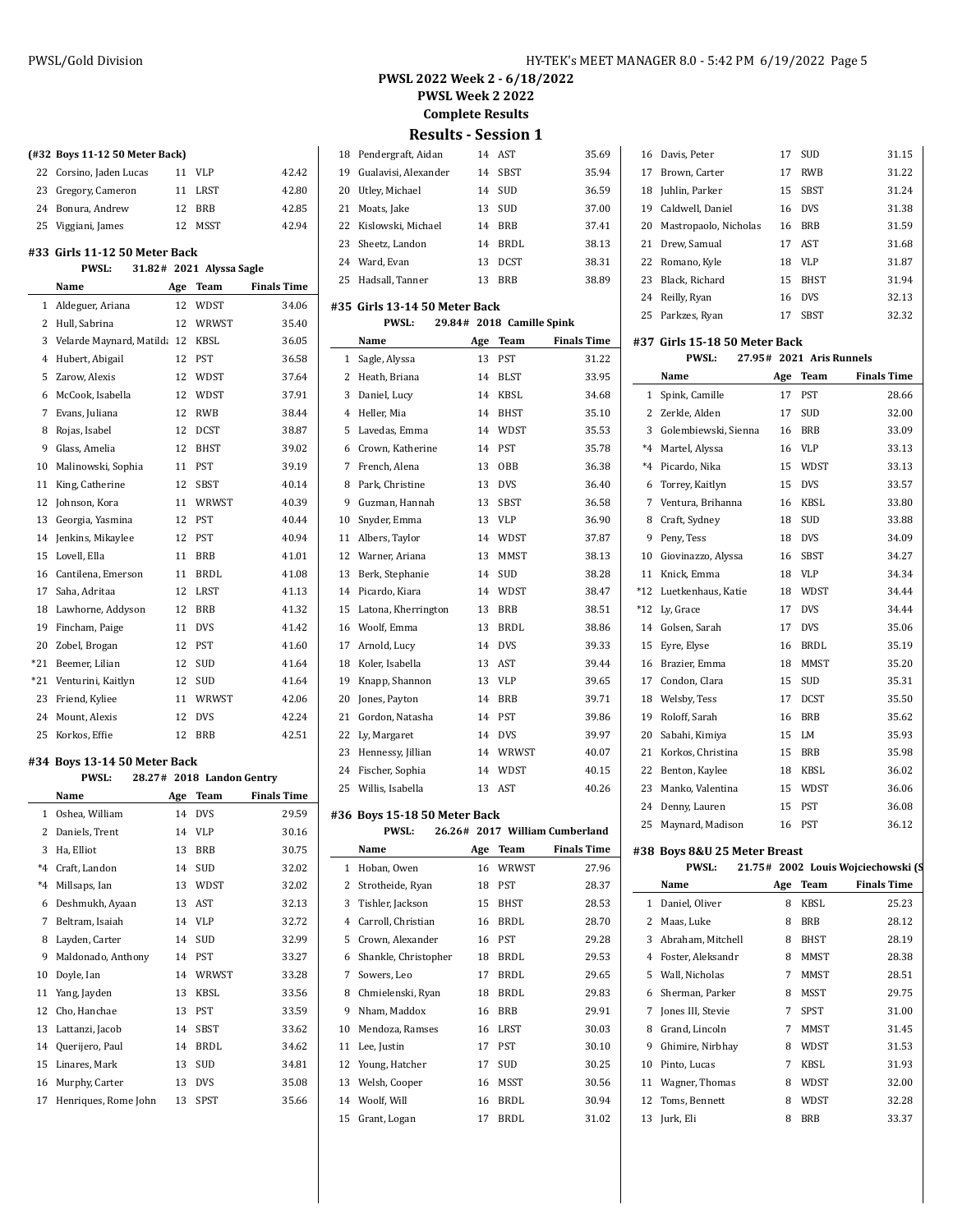PWSL 2022 Week 2 - 6/18/2022
PWSL Week 2 2022
Complete Results

## Results - Session 1

### (#32 Boys 11-12 50 Meter Back)

| | Name | Age | Team | Finals Time |
|---|---|---|---|---|
| 22 | Corsino, Jaden Lucas | 11 | VLP | 42.42 |
| 23 | Gregory, Cameron | 11 | LRST | 42.80 |
| 24 | Bonura, Andrew | 12 | BRB | 42.85 |
| 25 | Viggiani, James | 12 | MSST | 42.94 |

### #33 Girls 11-12 50 Meter Back

PWSL: 31.82# 2021 Alyssa Sagle

| | Name | Age | Team | Finals Time |
|---|---|---|---|---|
| 1 | Aldeguer, Ariana | 12 | WDST | 34.06 |
| 2 | Hull, Sabrina | 12 | WRWST | 35.40 |
| 3 | Velarde Maynard, Matilda | 12 | KBSL | 36.05 |
| 4 | Hubert, Abigail | 12 | PST | 36.58 |
| 5 | Zarow, Alexis | 12 | WDST | 37.64 |
| 6 | McCook, Isabella | 12 | WDST | 37.91 |
| 7 | Evans, Juliana | 12 | RWB | 38.44 |
| 8 | Rojas, Isabel | 12 | DCST | 38.87 |
| 9 | Glass, Amelia | 12 | BHST | 39.02 |
| 10 | Malinowski, Sophia | 11 | PST | 39.19 |
| 11 | King, Catherine | 12 | SBST | 40.14 |
| 12 | Johnson, Kora | 11 | WRWST | 40.39 |
| 13 | Georgia, Yasmina | 12 | PST | 40.44 |
| 14 | Jenkins, Mikaylee | 12 | PST | 40.94 |
| 15 | Lovell, Ella | 11 | BRB | 41.01 |
| 16 | Cantilena, Emerson | 11 | BRDL | 41.08 |
| 17 | Saha, Adritaa | 12 | LRST | 41.13 |
| 18 | Lawhorne, Addyson | 12 | BRB | 41.32 |
| 19 | Fincham, Paige | 11 | DVS | 41.42 |
| 20 | Zobel, Brogan | 12 | PST | 41.60 |
| *21 | Beemer, Lilian | 12 | SUD | 41.64 |
| *21 | Venturini, Kaitlyn | 12 | SUD | 41.64 |
| 23 | Friend, Kyliee | 11 | WRWST | 42.06 |
| 24 | Mount, Alexis | 12 | DVS | 42.24 |
| 25 | Korkos, Effie | 12 | BRB | 42.51 |

### #34 Boys 13-14 50 Meter Back

PWSL: 28.27# 2018 Landon Gentry

| | Name | Age | Team | Finals Time |
|---|---|---|---|---|
| 1 | Oshea, William | 14 | DVS | 29.59 |
| 2 | Daniels, Trent | 14 | VLP | 30.16 |
| 3 | Ha, Elliot | 13 | BRB | 30.75 |
| *4 | Craft, Landon | 14 | SUD | 32.02 |
| *4 | Millsaps, Ian | 13 | WDST | 32.02 |
| 6 | Deshmukh, Ayaan | 13 | AST | 32.13 |
| 7 | Beltram, Isaiah | 14 | VLP | 32.72 |
| 8 | Layden, Carter | 14 | SUD | 32.99 |
| 9 | Maldonado, Anthony | 14 | PST | 33.27 |
| 10 | Doyle, Ian | 14 | WRWST | 33.28 |
| 11 | Yang, Jayden | 13 | KBSL | 33.56 |
| 12 | Cho, Hanchae | 13 | PST | 33.59 |
| 13 | Lattanzi, Jacob | 14 | SBST | 33.62 |
| 14 | Querijero, Paul | 14 | BRDL | 34.62 |
| 15 | Linares, Mark | 13 | SUD | 34.81 |
| 16 | Murphy, Carter | 13 | DVS | 35.08 |
| 17 | Henriques, Rome John | 13 | SPST | 35.66 |
| 18 | Pendergraft, Aidan | 14 | AST | 35.69 |
| 19 | Gualavisi, Alexander | 14 | SBST | 35.94 |
| 20 | Utley, Michael | 14 | SUD | 36.59 |
| 21 | Moats, Jake | 13 | SUD | 37.00 |
| 22 | Kislowski, Michael | 14 | BRB | 37.41 |
| 23 | Sheetz, Landon | 14 | BRDL | 38.13 |
| 24 | Ward, Evan | 13 | DCST | 38.31 |
| 25 | Hadsall, Tanner | 13 | BRB | 38.89 |

### #35 Girls 13-14 50 Meter Back

PWSL: 29.84# 2018 Camille Spink

| | Name | Age | Team | Finals Time |
|---|---|---|---|---|
| 1 | Sagle, Alyssa | 13 | PST | 31.22 |
| 2 | Heath, Briana | 14 | BLST | 33.95 |
| 3 | Daniel, Lucy | 14 | KBSL | 34.68 |
| 4 | Heller, Mia | 14 | BHST | 35.10 |
| 5 | Lavedas, Emma | 14 | WDST | 35.53 |
| 6 | Crown, Katherine | 14 | PST | 35.78 |
| 7 | French, Alena | 13 | OBB | 36.38 |
| 8 | Park, Christine | 13 | DVS | 36.40 |
| 9 | Guzman, Hannah | 13 | SBST | 36.58 |
| 10 | Snyder, Emma | 13 | VLP | 36.90 |
| 11 | Albers, Taylor | 14 | WDST | 37.87 |
| 12 | Warner, Ariana | 13 | MMST | 38.13 |
| 13 | Berk, Stephanie | 14 | SUD | 38.28 |
| 14 | Picardo, Kiara | 14 | WDST | 38.47 |
| 15 | Latona, Kherrington | 13 | BRB | 38.51 |
| 16 | Woolf, Emma | 13 | BRDL | 38.86 |
| 17 | Arnold, Lucy | 14 | DVS | 39.33 |
| 18 | Koler, Isabella | 13 | AST | 39.44 |
| 19 | Knapp, Shannon | 13 | VLP | 39.65 |
| 20 | Jones, Payton | 14 | BRB | 39.71 |
| 21 | Gordon, Natasha | 14 | PST | 39.86 |
| 22 | Ly, Margaret | 14 | DVS | 39.97 |
| 23 | Hennessy, Jillian | 14 | WRWST | 40.07 |
| 24 | Fischer, Sophia | 14 | WDST | 40.15 |
| 25 | Willis, Isabella | 13 | AST | 40.26 |

### #36 Boys 15-18 50 Meter Back

PWSL: 26.26# 2017 William Cumberland

| | Name | Age | Team | Finals Time |
|---|---|---|---|---|
| 1 | Hoban, Owen | 16 | WRWST | 27.96 |
| 2 | Strotheide, Ryan | 18 | PST | 28.37 |
| 3 | Tishler, Jackson | 15 | BHST | 28.53 |
| 4 | Carroll, Christian | 16 | BRDL | 28.70 |
| 5 | Crown, Alexander | 16 | PST | 29.28 |
| 6 | Shankle, Christopher | 18 | BRDL | 29.53 |
| 7 | Sowers, Leo | 17 | BRDL | 29.65 |
| 8 | Chmielenski, Ryan | 18 | BRDL | 29.83 |
| 9 | Nham, Maddox | 16 | BRB | 29.91 |
| 10 | Mendoza, Ramses | 16 | LRST | 30.03 |
| 11 | Lee, Justin | 17 | PST | 30.10 |
| 12 | Young, Hatcher | 17 | SUD | 30.25 |
| 13 | Welsh, Cooper | 16 | MSST | 30.56 |
| 14 | Woolf, Will | 16 | BRDL | 30.94 |
| 15 | Grant, Logan | 17 | BRDL | 31.02 |
| 16 | Davis, Peter | 17 | SUD | 31.15 |
| 17 | Brown, Carter | 17 | RWB | 31.22 |
| 18 | Juhlin, Parker | 15 | SBST | 31.24 |
| 19 | Caldwell, Daniel | 16 | DVS | 31.38 |
| 20 | Mastropaolo, Nicholas | 16 | BRB | 31.59 |
| 21 | Drew, Samual | 17 | AST | 31.68 |
| 22 | Romano, Kyle | 18 | VLP | 31.87 |
| 23 | Black, Richard | 15 | BHST | 31.94 |
| 24 | Reilly, Ryan | 16 | DVS | 32.13 |
| 25 | Parkzes, Ryan | 17 | SBST | 32.32 |

### #37 Girls 15-18 50 Meter Back

PWSL: 27.95# 2021 Aris Runnels

| | Name | Age | Team | Finals Time |
|---|---|---|---|---|
| 1 | Spink, Camille | 17 | PST | 28.66 |
| 2 | Zerkle, Alden | 17 | SUD | 32.00 |
| 3 | Golembiewski, Sienna | 16 | BRB | 33.09 |
| *4 | Martel, Alyssa | 16 | VLP | 33.13 |
| *4 | Picardo, Nika | 15 | WDST | 33.13 |
| 6 | Torrey, Kaitlyn | 15 | DVS | 33.57 |
| 7 | Ventura, Brihanna | 16 | KBSL | 33.80 |
| 8 | Craft, Sydney | 18 | SUD | 33.88 |
| 9 | Peny, Tess | 18 | DVS | 34.09 |
| 10 | Giovinazzo, Alyssa | 16 | SBST | 34.27 |
| 11 | Knick, Emma | 18 | VLP | 34.34 |
| *12 | Luetkenhaus, Katie | 18 | WDST | 34.44 |
| *12 | Ly, Grace | 17 | DVS | 34.44 |
| 14 | Golsen, Sarah | 17 | DVS | 35.06 |
| 15 | Eyre, Elyse | 16 | BRDL | 35.19 |
| 16 | Brazier, Emma | 18 | MMST | 35.20 |
| 17 | Condon, Clara | 15 | SUD | 35.31 |
| 18 | Welsby, Tess | 17 | DCST | 35.50 |
| 19 | Roloff, Sarah | 16 | BRB | 35.62 |
| 20 | Sabahi, Kimiya | 15 | LM | 35.93 |
| 21 | Korkos, Christina | 15 | BRB | 35.98 |
| 22 | Benton, Kaylee | 18 | KBSL | 36.02 |
| 23 | Manko, Valentina | 15 | WDST | 36.06 |
| 24 | Denny, Lauren | 15 | PST | 36.08 |
| 25 | Maynard, Madison | 16 | PST | 36.12 |

### #38 Boys 8&U 25 Meter Breast

PWSL: 21.75# 2002 Louis Wojciechowski (S

| | Name | Age | Team | Finals Time |
|---|---|---|---|---|
| 1 | Daniel, Oliver | 8 | KBSL | 25.23 |
| 2 | Maas, Luke | 8 | BRB | 28.12 |
| 3 | Abraham, Mitchell | 8 | BHST | 28.19 |
| 4 | Foster, Aleksandr | 8 | MMST | 28.38 |
| 5 | Wall, Nicholas | 7 | MMST | 28.51 |
| 6 | Sherman, Parker | 8 | MSST | 29.75 |
| 7 | Jones III, Stevie | 7 | SPST | 31.00 |
| 8 | Grand, Lincoln | 7 | MMST | 31.45 |
| 9 | Ghimire, Nirbhay | 8 | WDST | 31.53 |
| 10 | Pinto, Lucas | 7 | KBSL | 31.93 |
| 11 | Wagner, Thomas | 8 | WDST | 32.00 |
| 12 | Toms, Bennett | 8 | WDST | 32.28 |
| 13 | Jurk, Eli | 8 | BRB | 33.37 |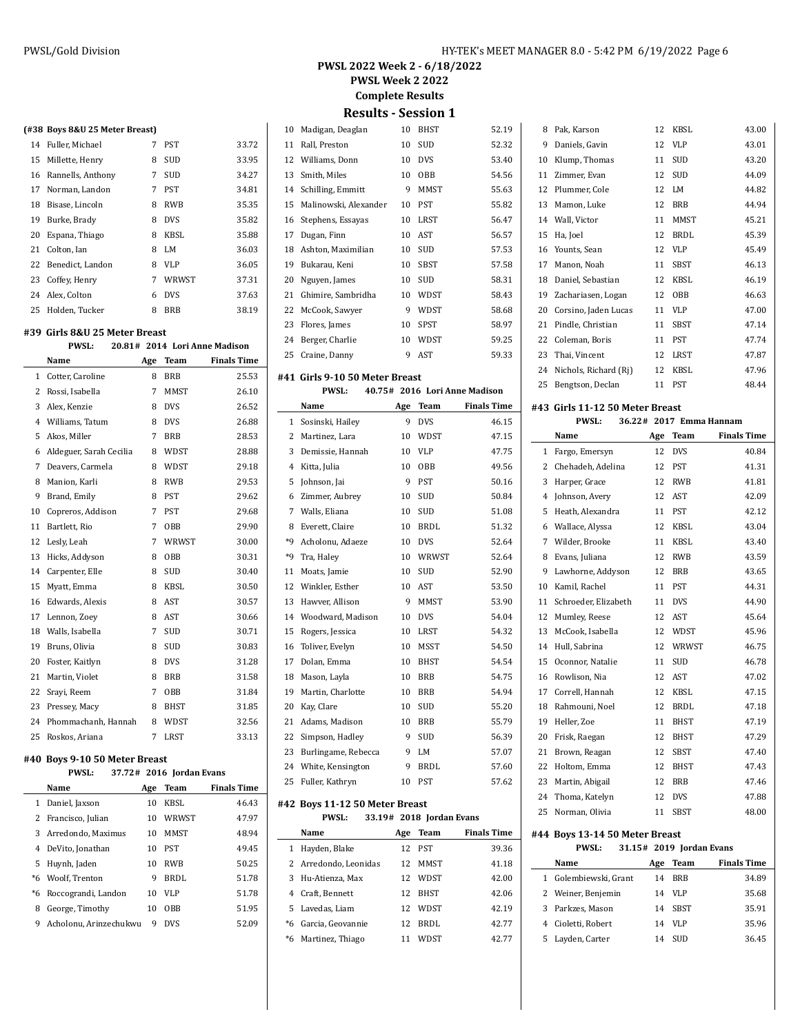# PWSL 2022 Week 2 - 6/18/2022

## PWSL Week 2 2022

### Complete Results

### Results - Session 1

**(#38 Boys 8&U 25 Meter Breast)**

| | Name | Age | Team | Finals Time |
|---|---|---|---|---|
| 14 | Fuller, Michael | 7 | PST | 33.72 |
| 15 | Millette, Henry | 8 | SUD | 33.95 |
| 16 | Rannells, Anthony | 7 | SUD | 34.27 |
| 17 | Norman, Landon | 7 | PST | 34.81 |
| 18 | Bisase, Lincoln | 8 | RWB | 35.35 |
| 19 | Burke, Brady | 8 | DVS | 35.82 |
| 20 | Espana, Thiago | 8 | KBSL | 35.88 |
| 21 | Colton, Ian | 8 | LM | 36.03 |
| 22 | Benedict, Landon | 8 | VLP | 36.05 |
| 23 | Coffey, Henry | 7 | WRWST | 37.31 |
| 24 | Alex, Colton | 6 | DVS | 37.63 |
| 25 | Holden, Tucker | 8 | BRB | 38.19 |

**#39 Girls 8&U 25 Meter Breast**

PWSL: 20.81# 2014 Lori Anne Madison

| | Name | Age | Team | Finals Time |
|---|---|---|---|---|
| 1 | Cotter, Caroline | 8 | BRB | 25.53 |
| 2 | Rossi, Isabella | 7 | MMST | 26.10 |
| 3 | Alex, Kenzie | 8 | DVS | 26.52 |
| 4 | Williams, Tatum | 8 | DVS | 26.88 |
| 5 | Akos, Miller | 7 | BRB | 28.53 |
| 6 | Aldeguer, Sarah Cecilia | 8 | WDST | 28.88 |
| 7 | Deavers, Carmela | 8 | WDST | 29.18 |
| 8 | Manion, Karli | 8 | RWB | 29.53 |
| 9 | Brand, Emily | 8 | PST | 29.62 |
| 10 | Copreros, Addison | 7 | PST | 29.68 |
| 11 | Bartlett, Rio | 7 | OBB | 29.90 |
| 12 | Lesly, Leah | 7 | WRWST | 30.00 |
| 13 | Hicks, Addyson | 8 | OBB | 30.31 |
| 14 | Carpenter, Elle | 8 | SUD | 30.40 |
| 15 | Myatt, Emma | 8 | KBSL | 30.50 |
| 16 | Edwards, Alexis | 8 | AST | 30.57 |
| 17 | Lennon, Zoey | 8 | AST | 30.66 |
| 18 | Walls, Isabella | 7 | SUD | 30.71 |
| 19 | Bruns, Olivia | 8 | SUD | 30.83 |
| 20 | Foster, Kaitlyn | 8 | DVS | 31.28 |
| 21 | Martin, Violet | 8 | BRB | 31.58 |
| 22 | Srayi, Reem | 7 | OBB | 31.84 |
| 23 | Pressey, Macy | 8 | BHST | 31.85 |
| 24 | Phommachanh, Hannah | 8 | WDST | 32.56 |
| 25 | Roskos, Ariana | 7 | LRST | 33.13 |

**#40 Boys 9-10 50 Meter Breast**

PWSL: 37.72# 2016 Jordan Evans

| | Name | Age | Team | Finals Time |
|---|---|---|---|---|
| 1 | Daniel, Jaxson | 10 | KBSL | 46.43 |
| 2 | Francisco, Julian | 10 | WRWST | 47.97 |
| 3 | Arredondo, Maximus | 10 | MMST | 48.94 |
| 4 | DeVito, Jonathan | 10 | PST | 49.45 |
| 5 | Huynh, Jaden | 10 | RWB | 50.25 |
| *6 | Woolf, Trenton | 9 | BRDL | 51.78 |
| *6 | Roccograndi, Landon | 10 | VLP | 51.78 |
| 8 | George, Timothy | 10 | OBB | 51.95 |
| 9 | Acholonu, Arinzechukwu | 9 | DVS | 52.09 |
| 10 | Madigan, Deaglan | 10 | BHST | 52.19 |
| 11 | Rall, Preston | 10 | SUD | 52.32 |
| 12 | Williams, Donn | 10 | DVS | 53.40 |
| 13 | Smith, Miles | 10 | OBB | 54.56 |
| 14 | Schilling, Emmitt | 9 | MMST | 55.63 |
| 15 | Malinowski, Alexander | 10 | PST | 55.82 |
| 16 | Stephens, Essayas | 10 | LRST | 56.47 |
| 17 | Dugan, Finn | 10 | AST | 56.57 |
| 18 | Ashton, Maximilian | 10 | SUD | 57.53 |
| 19 | Bukarau, Keni | 10 | SBST | 57.58 |
| 20 | Nguyen, James | 10 | SUD | 58.31 |
| 21 | Ghimire, Sambridha | 10 | WDST | 58.43 |
| 22 | McCook, Sawyer | 9 | WDST | 58.68 |
| 23 | Flores, James | 10 | SPST | 58.97 |
| 24 | Berger, Charlie | 10 | WDST | 59.25 |
| 25 | Craine, Danny | 9 | AST | 59.33 |

**#41 Girls 9-10 50 Meter Breast**

PWSL: 40.75# 2016 Lori Anne Madison

| | Name | Age | Team | Finals Time |
|---|---|---|---|---|
| 1 | Sosinski, Hailey | 9 | DVS | 46.15 |
| 2 | Martinez, Lara | 10 | WDST | 47.15 |
| 3 | Demissie, Hannah | 10 | VLP | 47.75 |
| 4 | Kitta, Julia | 10 | OBB | 49.56 |
| 5 | Johnson, Jai | 9 | PST | 50.16 |
| 6 | Zimmer, Aubrey | 10 | SUD | 50.84 |
| 7 | Walls, Eliana | 10 | SUD | 51.08 |
| 8 | Everett, Claire | 10 | BRDL | 51.32 |
| *9 | Acholonu, Adaeze | 10 | DVS | 52.64 |
| *9 | Tra, Haley | 10 | WRWST | 52.64 |
| 11 | Moats, Jamie | 10 | SUD | 52.90 |
| 12 | Winkler, Esther | 10 | AST | 53.50 |
| 13 | Hawver, Allison | 9 | MMST | 53.90 |
| 14 | Woodward, Madison | 10 | DVS | 54.04 |
| 15 | Rogers, Jessica | 10 | LRST | 54.32 |
| 16 | Toliver, Evelyn | 10 | MSST | 54.50 |
| 17 | Dolan, Emma | 10 | BHST | 54.54 |
| 18 | Mason, Layla | 10 | BRB | 54.75 |
| 19 | Martin, Charlotte | 10 | BRB | 54.94 |
| 20 | Kay, Clare | 10 | SUD | 55.20 |
| 21 | Adams, Madison | 10 | BRB | 55.79 |
| 22 | Simpson, Hadley | 9 | SUD | 56.39 |
| 23 | Burlingame, Rebecca | 9 | LM | 57.07 |
| 24 | White, Kensington | 9 | BRDL | 57.60 |
| 25 | Fuller, Kathryn | 10 | PST | 57.62 |

**#42 Boys 11-12 50 Meter Breast**

PWSL: 33.19# 2018 Jordan Evans

| | Name | Age | Team | Finals Time |
|---|---|---|---|---|
| 1 | Hayden, Blake | 12 | PST | 39.36 |
| 2 | Arredondo, Leonidas | 12 | MMST | 41.18 |
| 3 | Hu-Atienza, Max | 12 | WDST | 42.00 |
| 4 | Craft, Bennett | 12 | BHST | 42.06 |
| 5 | Lavedas, Liam | 12 | WDST | 42.19 |
| *6 | Garcia, Geovannie | 12 | BRDL | 42.77 |
| *6 | Martinez, Thiago | 11 | WDST | 42.77 |
| 8 | Pak, Karson | 12 | KBSL | 43.00 |
| 9 | Daniels, Gavin | 12 | VLP | 43.01 |
| 10 | Klump, Thomas | 11 | SUD | 43.20 |
| 11 | Zimmer, Evan | 12 | SUD | 44.09 |
| 12 | Plummer, Cole | 12 | LM | 44.82 |
| 13 | Mamon, Luke | 12 | BRB | 44.94 |
| 14 | Wall, Victor | 11 | MMST | 45.21 |
| 15 | Ha, Joel | 12 | BRDL | 45.39 |
| 16 | Younts, Sean | 12 | VLP | 45.49 |
| 17 | Manon, Noah | 11 | SBST | 46.13 |
| 18 | Daniel, Sebastian | 12 | KBSL | 46.19 |
| 19 | Zachariasen, Logan | 12 | OBB | 46.63 |
| 20 | Corsino, Jaden Lucas | 11 | VLP | 47.00 |
| 21 | Pindle, Christian | 11 | SBST | 47.14 |
| 22 | Coleman, Boris | 11 | PST | 47.74 |
| 23 | Thai, Vincent | 12 | LRST | 47.87 |
| 24 | Nichols, Richard (Rj) | 12 | KBSL | 47.96 |
| 25 | Bengtson, Declan | 11 | PST | 48.44 |

**#43 Girls 11-12 50 Meter Breast**

PWSL: 36.22# 2017 Emma Hannam

| | Name | Age | Team | Finals Time |
|---|---|---|---|---|
| 1 | Fargo, Emersyn | 12 | DVS | 40.84 |
| 2 | Chehadeh, Adelina | 12 | PST | 41.31 |
| 3 | Harper, Grace | 12 | RWB | 41.81 |
| 4 | Johnson, Avery | 12 | AST | 42.09 |
| 5 | Heath, Alexandra | 11 | PST | 42.12 |
| 6 | Wallace, Alyssa | 12 | KBSL | 43.04 |
| 7 | Wilder, Brooke | 11 | KBSL | 43.40 |
| 8 | Evans, Juliana | 12 | RWB | 43.59 |
| 9 | Lawhorne, Addyson | 12 | BRB | 43.65 |
| 10 | Kamil, Rachel | 11 | PST | 44.31 |
| 11 | Schroeder, Elizabeth | 11 | DVS | 44.90 |
| 12 | Mumley, Reese | 12 | AST | 45.64 |
| 13 | McCook, Isabella | 12 | WDST | 45.96 |
| 14 | Hull, Sabrina | 12 | WRWST | 46.75 |
| 15 | Oconnor, Natalie | 11 | SUD | 46.78 |
| 16 | Rowlison, Nia | 12 | AST | 47.02 |
| 17 | Correll, Hannah | 12 | KBSL | 47.15 |
| 18 | Rahmouni, Noel | 12 | BRDL | 47.18 |
| 19 | Heller, Zoe | 11 | BHST | 47.19 |
| 20 | Frisk, Raegan | 12 | BHST | 47.29 |
| 21 | Brown, Reagan | 12 | SBST | 47.40 |
| 22 | Holtom, Emma | 12 | BHST | 47.43 |
| 23 | Martin, Abigail | 12 | BRB | 47.46 |
| 24 | Thoma, Katelyn | 12 | DVS | 47.88 |
| 25 | Norman, Olivia | 11 | SBST | 48.00 |

**#44 Boys 13-14 50 Meter Breast**

PWSL: 31.15# 2019 Jordan Evans

| | Name | Age | Team | Finals Time |
|---|---|---|---|---|
| 1 | Golembiewski, Grant | 14 | BRB | 34.89 |
| 2 | Weiner, Benjemin | 14 | VLP | 35.68 |
| 3 | Parkzes, Mason | 14 | SBST | 35.91 |
| 4 | Cioletti, Robert | 14 | VLP | 35.96 |
| 5 | Layden, Carter | 14 | SUD | 36.45 |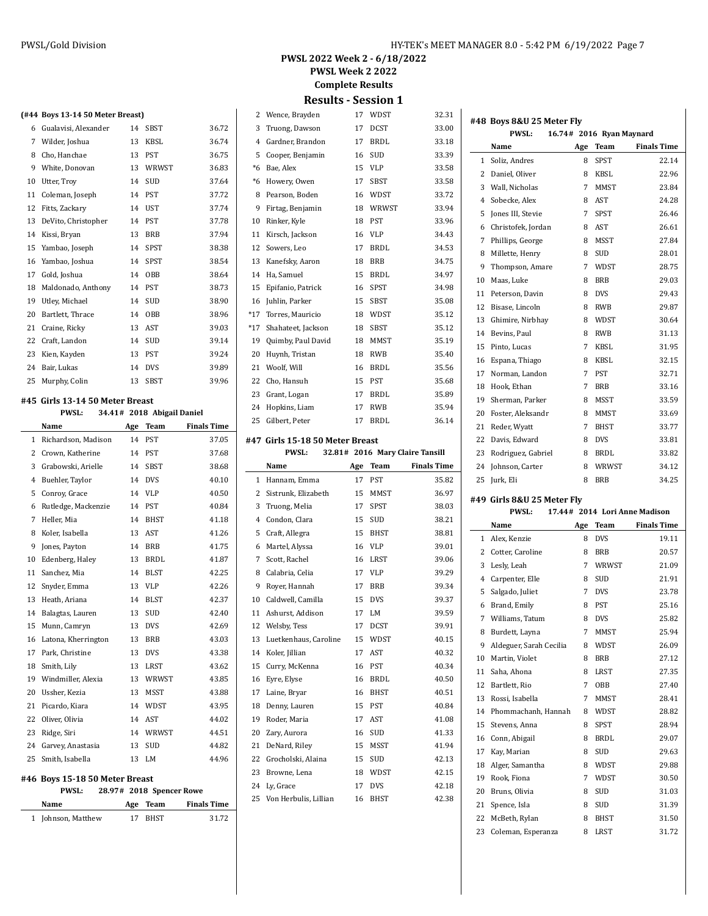## PWSL 2022 Week 2 - 6/18/2022

### PWSL Week 2 2022

### Complete Results

### Results - Session 1

**(#44 Boys 13-14 50 Meter Breast)**

| | Name | Age | Team | Finals Time |
|---|---|---|---|---|
| 6 | Gualavisi, Alexander | 14 | SBST | 36.72 |
| 7 | Wilder, Joshua | 13 | KBSL | 36.74 |
| 8 | Cho, Hanchae | 13 | PST | 36.75 |
| 9 | White, Donovan | 13 | WRWST | 36.83 |
| 10 | Utter, Troy | 14 | SUD | 37.64 |
| 11 | Coleman, Joseph | 14 | PST | 37.72 |
| 12 | Fitts, Zackary | 14 | UST | 37.74 |
| 13 | DeVito, Christopher | 14 | PST | 37.78 |
| 14 | Kissi, Bryan | 13 | BRB | 37.94 |
| 15 | Yambao, Joseph | 14 | SPST | 38.38 |
| 16 | Yambao, Joshua | 14 | SPST | 38.54 |
| 17 | Gold, Joshua | 14 | OBB | 38.64 |
| 18 | Maldonado, Anthony | 14 | PST | 38.73 |
| 19 | Utley, Michael | 14 | SUD | 38.90 |
| 20 | Bartlett, Thrace | 14 | OBB | 38.96 |
| 21 | Craine, Ricky | 13 | AST | 39.03 |
| 22 | Craft, Landon | 14 | SUD | 39.14 |
| 23 | Kien, Kayden | 13 | PST | 39.24 |
| 24 | Bair, Lukas | 14 | DVS | 39.89 |
| 25 | Murphy, Colin | 13 | SBST | 39.96 |

**#45 Girls 13-14 50 Meter Breast**

PWSL: 34.41# 2018 Abigail Daniel

| | Name | Age | Team | Finals Time |
|---|---|---|---|---|
| 1 | Richardson, Madison | 14 | PST | 37.05 |
| 2 | Crown, Katherine | 14 | PST | 37.68 |
| 3 | Grabowski, Arielle | 14 | SBST | 38.68 |
| 4 | Buehler, Taylor | 14 | DVS | 40.10 |
| 5 | Conroy, Grace | 14 | VLP | 40.50 |
| 6 | Rutledge, Mackenzie | 14 | PST | 40.84 |
| 7 | Heller, Mia | 14 | BHST | 41.18 |
| 8 | Koler, Isabella | 13 | AST | 41.26 |
| 9 | Jones, Payton | 14 | BRB | 41.75 |
| 10 | Edenberg, Haley | 13 | BRDL | 41.87 |
| 11 | Sanchez, Mia | 14 | BLST | 42.25 |
| 12 | Snyder, Emma | 13 | VLP | 42.26 |
| 13 | Heath, Ariana | 14 | BLST | 42.37 |
| 14 | Balagtas, Lauren | 13 | SUD | 42.40 |
| 15 | Munn, Camryn | 13 | DVS | 42.69 |
| 16 | Latona, Kherrington | 13 | BRB | 43.03 |
| 17 | Park, Christine | 13 | DVS | 43.38 |
| 18 | Smith, Lily | 13 | LRST | 43.62 |
| 19 | Windmiller, Alexia | 13 | WRWST | 43.85 |
| 20 | Ussher, Kezia | 13 | MSST | 43.88 |
| 21 | Picardo, Kiara | 14 | WDST | 43.95 |
| 22 | Oliver, Olivia | 14 | AST | 44.02 |
| 23 | Ridge, Siri | 14 | WRWST | 44.51 |
| 24 | Garvey, Anastasia | 13 | SUD | 44.82 |
| 25 | Smith, Isabella | 13 | LM | 44.96 |

**#46 Boys 15-18 50 Meter Breast**

PWSL: 28.97# 2018 Spencer Rowe

| | Name | Age | Team | Finals Time |
|---|---|---|---|---|
| 1 | Johnson, Matthew | 17 | BHST | 31.72 |
| 2 | Wence, Brayden | 17 | WDST | 32.31 |
| 3 | Truong, Dawson | 17 | DCST | 33.00 |
| 4 | Gardner, Brandon | 17 | BRDL | 33.18 |
| 5 | Cooper, Benjamin | 16 | SUD | 33.39 |
| *6 | Bae, Alex | 15 | VLP | 33.58 |
| *6 | Howery, Owen | 17 | SBST | 33.58 |
| 8 | Pearson, Boden | 16 | WDST | 33.72 |
| 9 | Firtag, Benjamin | 18 | WRWST | 33.94 |
| 10 | Rinker, Kyle | 18 | PST | 33.96 |
| 11 | Kirsch, Jackson | 16 | VLP | 34.43 |
| 12 | Sowers, Leo | 17 | BRDL | 34.53 |
| 13 | Kanefsky, Aaron | 18 | BRB | 34.75 |
| 14 | Ha, Samuel | 15 | BRDL | 34.97 |
| 15 | Epifanio, Patrick | 16 | SPST | 34.98 |
| 16 | Juhlin, Parker | 15 | SBST | 35.08 |
| *17 | Torres, Mauricio | 18 | WDST | 35.12 |
| *17 | Shahateet, Jackson | 18 | SBST | 35.12 |
| 19 | Quimby, Paul David | 18 | MMST | 35.19 |
| 20 | Huynh, Tristan | 18 | RWB | 35.40 |
| 21 | Woolf, Will | 16 | BRDL | 35.56 |
| 22 | Cho, Hansuh | 15 | PST | 35.68 |
| 23 | Grant, Logan | 17 | BRDL | 35.89 |
| 24 | Hopkins, Liam | 17 | RWB | 35.94 |
| 25 | Gilbert, Peter | 17 | BRDL | 36.14 |

**#47 Girls 15-18 50 Meter Breast**

PWSL: 32.81# 2016 Mary Claire Tansill

| | Name | Age | Team | Finals Time |
|---|---|---|---|---|
| 1 | Hannam, Emma | 17 | PST | 35.82 |
| 2 | Sistrunk, Elizabeth | 15 | MMST | 36.97 |
| 3 | Truong, Melia | 17 | SPST | 38.03 |
| 4 | Condon, Clara | 15 | SUD | 38.21 |
| 5 | Craft, Allegra | 15 | BHST | 38.81 |
| 6 | Martel, Alyssa | 16 | VLP | 39.01 |
| 7 | Scott, Rachel | 16 | LRST | 39.06 |
| 8 | Calabria, Celia | 17 | VLP | 39.29 |
| 9 | Royer, Hannah | 17 | BRB | 39.34 |
| 10 | Caldwell, Camilla | 15 | DVS | 39.37 |
| 11 | Ashurst, Addison | 17 | LM | 39.59 |
| 12 | Welsby, Tess | 17 | DCST | 39.91 |
| 13 | Luetkenhaus, Caroline | 15 | WDST | 40.15 |
| 14 | Koler, Jillian | 17 | AST | 40.32 |
| 15 | Curry, McKenna | 16 | PST | 40.34 |
| 16 | Eyre, Elyse | 16 | BRDL | 40.50 |
| 17 | Laine, Bryar | 16 | BHST | 40.51 |
| 18 | Denny, Lauren | 15 | PST | 40.84 |
| 19 | Roder, Maria | 17 | AST | 41.08 |
| 20 | Zary, Aurora | 16 | SUD | 41.33 |
| 21 | DeNard, Riley | 15 | MSST | 41.94 |
| 22 | Grocholski, Alaina | 15 | SUD | 42.13 |
| 23 | Browne, Lena | 18 | WDST | 42.15 |
| 24 | Ly, Grace | 17 | DVS | 42.18 |
| 25 | Von Herbulis, Lillian | 16 | BHST | 42.38 |

**#48 Boys 8&U 25 Meter Fly**

PWSL: 16.74# 2016 Ryan Maynard

| | Name | Age | Team | Finals Time |
|---|---|---|---|---|
| 1 | Soliz, Andres | 8 | SPST | 22.14 |
| 2 | Daniel, Oliver | 8 | KBSL | 22.96 |
| 3 | Wall, Nicholas | 7 | MMST | 23.84 |
| 4 | Sobecke, Alex | 8 | AST | 24.28 |
| 5 | Jones III, Stevie | 7 | SPST | 26.46 |
| 6 | Christofek, Jordan | 8 | AST | 26.61 |
| 7 | Phillips, George | 8 | MSST | 27.84 |
| 8 | Millette, Henry | 8 | SUD | 28.01 |
| 9 | Thompson, Amare | 7 | WDST | 28.75 |
| 10 | Maas, Luke | 8 | BRB | 29.03 |
| 11 | Peterson, Davin | 8 | DVS | 29.43 |
| 12 | Bisase, Lincoln | 8 | RWB | 29.87 |
| 13 | Ghimire, Nirbhay | 8 | WDST | 30.64 |
| 14 | Bevins, Paul | 8 | RWB | 31.13 |
| 15 | Pinto, Lucas | 7 | KBSL | 31.95 |
| 16 | Espana, Thiago | 8 | KBSL | 32.15 |
| 17 | Norman, Landon | 7 | PST | 32.71 |
| 18 | Hook, Ethan | 7 | BRB | 33.16 |
| 19 | Sherman, Parker | 8 | MSST | 33.59 |
| 20 | Foster, Aleksandr | 8 | MMST | 33.69 |
| 21 | Reder, Wyatt | 7 | BHST | 33.77 |
| 22 | Davis, Edward | 8 | DVS | 33.81 |
| 23 | Rodriguez, Gabriel | 8 | BRDL | 33.82 |
| 24 | Johnson, Carter | 8 | WRWST | 34.12 |
| 25 | Jurk, Eli | 8 | BRB | 34.25 |

**#49 Girls 8&U 25 Meter Fly**

PWSL: 17.44# 2014 Lori Anne Madison

| | Name | Age | Team | Finals Time |
|---|---|---|---|---|
| 1 | Alex, Kenzie | 8 | DVS | 19.11 |
| 2 | Cotter, Caroline | 8 | BRB | 20.57 |
| 3 | Lesly, Leah | 7 | WRWST | 21.09 |
| 4 | Carpenter, Elle | 8 | SUD | 21.91 |
| 5 | Salgado, Juliet | 7 | DVS | 23.78 |
| 6 | Brand, Emily | 8 | PST | 25.16 |
| 7 | Williams, Tatum | 8 | DVS | 25.82 |
| 8 | Burdett, Layna | 7 | MMST | 25.94 |
| 9 | Aldeguer, Sarah Cecilia | 8 | WDST | 26.09 |
| 10 | Martin, Violet | 8 | BRB | 27.12 |
| 11 | Saha, Ahona | 8 | LRST | 27.35 |
| 12 | Bartlett, Rio | 7 | OBB | 27.40 |
| 13 | Rossi, Isabella | 7 | MMST | 28.41 |
| 14 | Phommachanh, Hannah | 8 | WDST | 28.82 |
| 15 | Stevens, Anna | 8 | SPST | 28.94 |
| 16 | Conn, Abigail | 8 | BRDL | 29.07 |
| 17 | Kay, Marian | 8 | SUD | 29.63 |
| 18 | Alger, Samantha | 8 | WDST | 29.88 |
| 19 | Rook, Fiona | 7 | WDST | 30.50 |
| 20 | Bruns, Olivia | 8 | SUD | 31.03 |
| 21 | Spence, Isla | 8 | SUD | 31.39 |
| 22 | McBeth, Rylan | 8 | BHST | 31.50 |
| 23 | Coleman, Esperanza | 8 | LRST | 31.72 |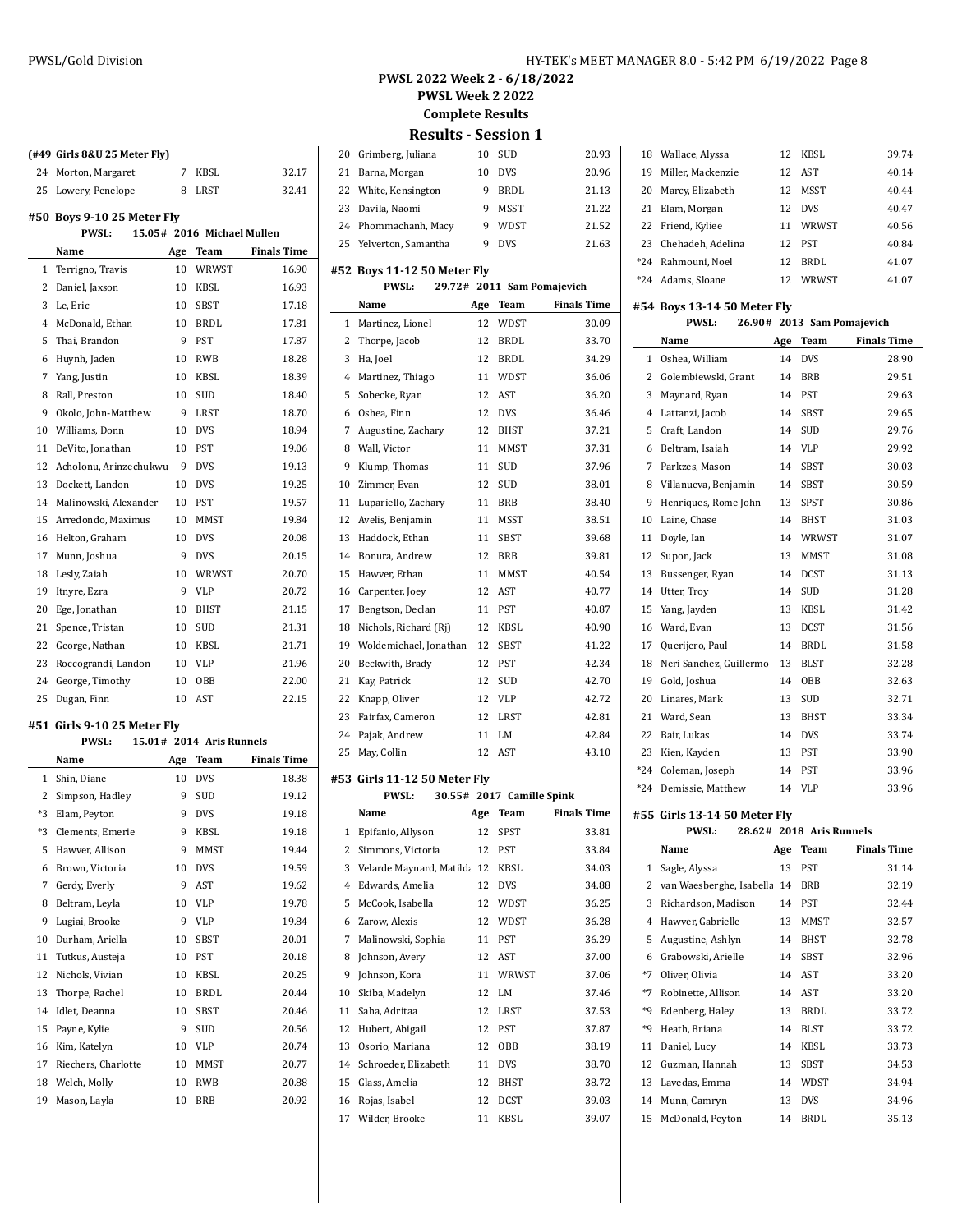PWSL 2022 Week 2 - 6/18/2022
PWSL Week 2 2022
Complete Results

## Results - Session 1

### (#49 Girls 8&U 25 Meter Fly)

| | Name | Age | Team | Finals Time |
|---|---|---|---|---|
| 24 | Morton, Margaret | 7 | KBSL | 32.17 |
| 25 | Lowery, Penelope | 8 | LRST | 32.41 |

### #50 Boys 9-10 25 Meter Fly

PWSL: 15.05# 2016 Michael Mullen

| | Name | Age | Team | Finals Time |
|---|---|---|---|---|
| 1 | Terrigno, Travis | 10 | WRWST | 16.90 |
| 2 | Daniel, Jaxson | 10 | KBSL | 16.93 |
| 3 | Le, Eric | 10 | SBST | 17.18 |
| 4 | McDonald, Ethan | 10 | BRDL | 17.81 |
| 5 | Thai, Brandon | 9 | PST | 17.87 |
| 6 | Huynh, Jaden | 10 | RWB | 18.28 |
| 7 | Yang, Justin | 10 | KBSL | 18.39 |
| 8 | Rall, Preston | 10 | SUD | 18.40 |
| 9 | Okolo, John-Matthew | 9 | LRST | 18.70 |
| 10 | Williams, Donn | 10 | DVS | 18.94 |
| 11 | DeVito, Jonathan | 10 | PST | 19.06 |
| 12 | Acholonu, Arinzechukwu | 9 | DVS | 19.13 |
| 13 | Dockett, Landon | 10 | DVS | 19.25 |
| 14 | Malinowski, Alexander | 10 | PST | 19.57 |
| 15 | Arredondo, Maximus | 10 | MMST | 19.84 |
| 16 | Helton, Graham | 10 | DVS | 20.08 |
| 17 | Munn, Joshua | 9 | DVS | 20.15 |
| 18 | Lesly, Zaiah | 10 | WRWST | 20.70 |
| 19 | Itnyre, Ezra | 9 | VLP | 20.72 |
| 20 | Ege, Jonathan | 10 | BHST | 21.15 |
| 21 | Spence, Tristan | 10 | SUD | 21.31 |
| 22 | George, Nathan | 10 | KBSL | 21.71 |
| 23 | Roccograndi, Landon | 10 | VLP | 21.96 |
| 24 | George, Timothy | 10 | OBB | 22.00 |
| 25 | Dugan, Finn | 10 | AST | 22.15 |

### #51 Girls 9-10 25 Meter Fly

PWSL: 15.01# 2014 Aris Runnels

| | Name | Age | Team | Finals Time |
|---|---|---|---|---|
| 1 | Shin, Diane | 10 | DVS | 18.38 |
| 2 | Simpson, Hadley | 9 | SUD | 19.12 |
| *3 | Elam, Peyton | 9 | DVS | 19.18 |
| *3 | Clements, Emerie | 9 | KBSL | 19.18 |
| 5 | Hawver, Allison | 9 | MMST | 19.44 |
| 6 | Brown, Victoria | 10 | DVS | 19.59 |
| 7 | Gerdy, Everly | 9 | AST | 19.62 |
| 8 | Beltram, Leyla | 10 | VLP | 19.78 |
| 9 | Lugiai, Brooke | 9 | VLP | 19.84 |
| 10 | Durham, Ariella | 10 | SBST | 20.01 |
| 11 | Tutkus, Austeja | 10 | PST | 20.18 |
| 12 | Nichols, Vivian | 10 | KBSL | 20.25 |
| 13 | Thorpe, Rachel | 10 | BRDL | 20.44 |
| 14 | Idlet, Deanna | 10 | SBST | 20.46 |
| 15 | Payne, Kylie | 9 | SUD | 20.56 |
| 16 | Kim, Katelyn | 10 | VLP | 20.74 |
| 17 | Riechers, Charlotte | 10 | MMST | 20.77 |
| 18 | Welch, Molly | 10 | RWB | 20.88 |
| 19 | Mason, Layla | 10 | BRB | 20.92 |
| 20 | Grimberg, Juliana | 10 | SUD | 20.93 |
| 21 | Barna, Morgan | 10 | DVS | 20.96 |
| 22 | White, Kensington | 9 | BRDL | 21.13 |
| 23 | Davila, Naomi | 9 | MSST | 21.22 |
| 24 | Phommachanh, Macy | 9 | WDST | 21.52 |
| 25 | Yelverton, Samantha | 9 | DVS | 21.63 |

### #52 Boys 11-12 50 Meter Fly

PWSL: 29.72# 2011 Sam Pomajevich

| | Name | Age | Team | Finals Time |
|---|---|---|---|---|
| 1 | Martinez, Lionel | 12 | WDST | 30.09 |
| 2 | Thorpe, Jacob | 12 | BRDL | 33.70 |
| 3 | Ha, Joel | 12 | BRDL | 34.29 |
| 4 | Martinez, Thiago | 11 | WDST | 36.06 |
| 5 | Sobecke, Ryan | 12 | AST | 36.20 |
| 6 | Oshea, Finn | 12 | DVS | 36.46 |
| 7 | Augustine, Zachary | 12 | BHST | 37.21 |
| 8 | Wall, Victor | 11 | MMST | 37.31 |
| 9 | Klump, Thomas | 11 | SUD | 37.96 |
| 10 | Zimmer, Evan | 12 | SUD | 38.01 |
| 11 | Lupariello, Zachary | 11 | BRB | 38.40 |
| 12 | Avelis, Benjamin | 11 | MSST | 38.51 |
| 13 | Haddock, Ethan | 11 | SBST | 39.68 |
| 14 | Bonura, Andrew | 12 | BRB | 39.81 |
| 15 | Hawver, Ethan | 11 | MMST | 40.54 |
| 16 | Carpenter, Joey | 12 | AST | 40.77 |
| 17 | Bengtson, Declan | 11 | PST | 40.87 |
| 18 | Nichols, Richard (Rj) | 12 | KBSL | 40.90 |
| 19 | Woldemichael, Jonathan | 12 | SBST | 41.22 |
| 20 | Beckwith, Brady | 12 | PST | 42.34 |
| 21 | Kay, Patrick | 12 | SUD | 42.70 |
| 22 | Knapp, Oliver | 12 | VLP | 42.72 |
| 23 | Fairfax, Cameron | 12 | LRST | 42.81 |
| 24 | Pajak, Andrew | 11 | LM | 42.84 |
| 25 | May, Collin | 12 | AST | 43.10 |

### #53 Girls 11-12 50 Meter Fly

PWSL: 30.55# 2017 Camille Spink

| | Name | Age | Team | Finals Time |
|---|---|---|---|---|
| 1 | Epifanio, Allyson | 12 | SPST | 33.81 |
| 2 | Simmons, Victoria | 12 | PST | 33.84 |
| 3 | Velarde Maynard, Matilda | 12 | KBSL | 34.03 |
| 4 | Edwards, Amelia | 12 | DVS | 34.88 |
| 5 | McCook, Isabella | 12 | WDST | 36.25 |
| 6 | Zarow, Alexis | 12 | WDST | 36.28 |
| 7 | Malinowski, Sophia | 11 | PST | 36.29 |
| 8 | Johnson, Avery | 12 | AST | 37.00 |
| 9 | Johnson, Kora | 11 | WRWST | 37.06 |
| 10 | Skiba, Madelyn | 12 | LM | 37.46 |
| 11 | Saha, Adritaa | 12 | LRST | 37.53 |
| 12 | Hubert, Abigail | 12 | PST | 37.87 |
| 13 | Osorio, Mariana | 12 | OBB | 38.19 |
| 14 | Schroeder, Elizabeth | 11 | DVS | 38.70 |
| 15 | Glass, Amelia | 12 | BHST | 38.72 |
| 16 | Rojas, Isabel | 12 | DCST | 39.03 |
| 17 | Wilder, Brooke | 11 | KBSL | 39.07 |
| 18 | Wallace, Alyssa | 12 | KBSL | 39.74 |
| 19 | Miller, Mackenzie | 12 | AST | 40.14 |
| 20 | Marcy, Elizabeth | 12 | MMST | 40.44 |
| 21 | Elam, Morgan | 12 | DVS | 40.47 |
| 22 | Friend, Kyliee | 11 | WRWST | 40.56 |
| 23 | Chehadeh, Adelina | 12 | PST | 40.84 |
| *24 | Rahmouni, Noel | 12 | BRDL | 41.07 |
| *24 | Adams, Sloane | 12 | WRWST | 41.07 |

### #54 Boys 13-14 50 Meter Fly

PWSL: 26.90# 2013 Sam Pomajevich

| | Name | Age | Team | Finals Time |
|---|---|---|---|---|
| 1 | Oshea, William | 14 | DVS | 28.90 |
| 2 | Golembiewski, Grant | 14 | BRB | 29.51 |
| 3 | Maynard, Ryan | 14 | PST | 29.63 |
| 4 | Lattanzi, Jacob | 14 | SBST | 29.65 |
| 5 | Craft, Landon | 14 | SUD | 29.76 |
| 6 | Beltram, Isaiah | 14 | VLP | 29.92 |
| 7 | Parkzes, Mason | 14 | SBST | 30.03 |
| 8 | Villanueva, Benjamin | 14 | SBST | 30.59 |
| 9 | Henriques, Rome John | 13 | SPST | 30.86 |
| 10 | Laine, Chase | 14 | BHST | 31.03 |
| 11 | Doyle, Ian | 14 | WRWST | 31.07 |
| 12 | Supon, Jack | 13 | MMST | 31.08 |
| 13 | Bussenger, Ryan | 14 | DCST | 31.13 |
| 14 | Utter, Troy | 14 | SUD | 31.28 |
| 15 | Yang, Jayden | 13 | KBSL | 31.42 |
| 16 | Ward, Evan | 13 | DCST | 31.56 |
| 17 | Querijero, Paul | 14 | BRDL | 31.58 |
| 18 | Neri Sanchez, Guillermo | 13 | BLST | 32.28 |
| 19 | Gold, Joshua | 14 | OBB | 32.63 |
| 20 | Linares, Mark | 13 | SUD | 32.71 |
| 21 | Ward, Sean | 13 | BHST | 33.34 |
| 22 | Bair, Lukas | 14 | DVS | 33.74 |
| 23 | Kien, Kayden | 13 | PST | 33.90 |
| *24 | Coleman, Joseph | 14 | PST | 33.96 |
| *24 | Demissie, Matthew | 14 | VLP | 33.96 |

### #55 Girls 13-14 50 Meter Fly

PWSL: 28.62# 2018 Aris Runnels

| | Name | Age | Team | Finals Time |
|---|---|---|---|---|
| 1 | Sagle, Alyssa | 13 | PST | 31.14 |
| 2 | van Waesberghe, Isabella | 14 | BRB | 32.19 |
| 3 | Richardson, Madison | 14 | PST | 32.44 |
| 4 | Hawver, Gabrielle | 13 | MMST | 32.57 |
| 5 | Augustine, Ashlyn | 14 | BHST | 32.78 |
| 6 | Grabowski, Arielle | 14 | SBST | 32.96 |
| *7 | Oliver, Olivia | 14 | AST | 33.20 |
| *7 | Robinette, Allison | 14 | AST | 33.20 |
| *9 | Edenberg, Haley | 13 | BRDL | 33.72 |
| *9 | Heath, Briana | 14 | BLST | 33.72 |
| 11 | Daniel, Lucy | 14 | KBSL | 33.73 |
| 12 | Guzman, Hannah | 13 | SBST | 34.53 |
| 13 | Lavedas, Emma | 14 | WDST | 34.94 |
| 14 | Munn, Camryn | 13 | DVS | 34.96 |
| 15 | McDonald, Peyton | 14 | BRDL | 35.13 |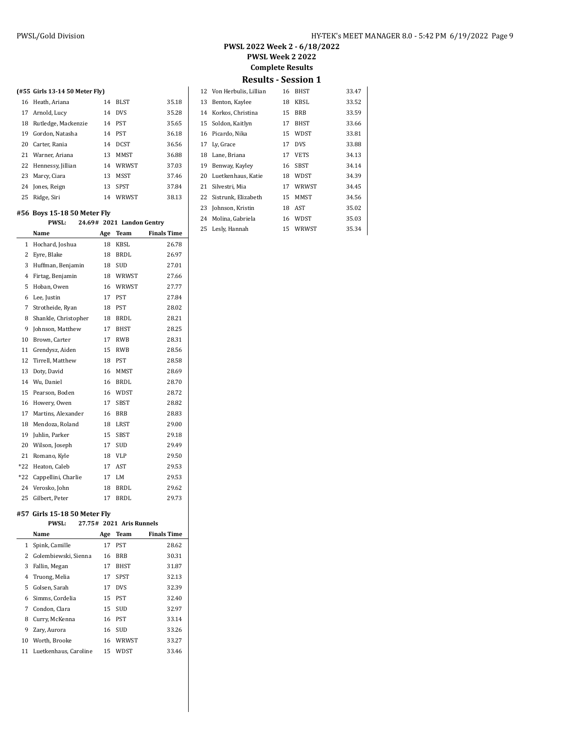## PWSL 2022 Week 2 - 6/18/2022

### PWSL Week 2 2022

### Complete Results

### Results - Session 1

**(#55 Girls 13-14 50 Meter Fly)**

| | Name | Age | Team | Finals Time |
|---|---|---|---|---|
| 16 | Heath, Ariana | 14 | BLST | 35.18 |
| 17 | Arnold, Lucy | 14 | DVS | 35.28 |
| 18 | Rutledge, Mackenzie | 14 | PST | 35.65 |
| 19 | Gordon, Natasha | 14 | PST | 36.18 |
| 20 | Carter, Rania | 14 | DCST | 36.56 |
| 21 | Warner, Ariana | 13 | MMST | 36.88 |
| 22 | Hennessy, Jillian | 14 | WRWST | 37.03 |
| 23 | Marcy, Ciara | 13 | MSST | 37.46 |
| 24 | Jones, Reign | 13 | SPST | 37.84 |
| 25 | Ridge, Siri | 14 | WRWST | 38.13 |

**#56 Boys 15-18 50 Meter Fly**

PWSL: 24.69# 2021 Landon Gentry

| | Name | Age | Team | Finals Time |
|---|---|---|---|---|
| 1 | Hochard, Joshua | 18 | KBSL | 26.78 |
| 2 | Eyre, Blake | 18 | BRDL | 26.97 |
| 3 | Huffman, Benjamin | 18 | SUD | 27.01 |
| 4 | Firtag, Benjamin | 18 | WRWST | 27.66 |
| 5 | Hoban, Owen | 16 | WRWST | 27.77 |
| 6 | Lee, Justin | 17 | PST | 27.84 |
| 7 | Strotheide, Ryan | 18 | PST | 28.02 |
| 8 | Shankle, Christopher | 18 | BRDL | 28.21 |
| 9 | Johnson, Matthew | 17 | BHST | 28.25 |
| 10 | Brown, Carter | 17 | RWB | 28.31 |
| 11 | Grendysz, Aiden | 15 | RWB | 28.56 |
| 12 | Tirrell, Matthew | 18 | PST | 28.58 |
| 13 | Doty, David | 16 | MMST | 28.69 |
| 14 | Wu, Daniel | 16 | BRDL | 28.70 |
| 15 | Pearson, Boden | 16 | WDST | 28.72 |
| 16 | Howery, Owen | 17 | SBST | 28.82 |
| 17 | Martins, Alexander | 16 | BRB | 28.83 |
| 18 | Mendoza, Roland | 18 | LRST | 29.00 |
| 19 | Juhlin, Parker | 15 | SBST | 29.18 |
| 20 | Wilson, Joseph | 17 | SUD | 29.49 |
| 21 | Romano, Kyle | 18 | VLP | 29.50 |
| *22 | Heaton, Caleb | 17 | AST | 29.53 |
| *22 | Cappellini, Charlie | 17 | LM | 29.53 |
| 24 | Verosko, John | 18 | BRDL | 29.62 |
| 25 | Gilbert, Peter | 17 | BRDL | 29.73 |

**#57 Girls 15-18 50 Meter Fly**

PWSL: 27.75# 2021 Aris Runnels

| | Name | Age | Team | Finals Time |
|---|---|---|---|---|
| 1 | Spink, Camille | 17 | PST | 28.62 |
| 2 | Golembiewski, Sienna | 16 | BRB | 30.31 |
| 3 | Fallin, Megan | 17 | BHST | 31.87 |
| 4 | Truong, Melia | 17 | SPST | 32.13 |
| 5 | Golsen, Sarah | 17 | DVS | 32.39 |
| 6 | Simms, Cordelia | 15 | PST | 32.40 |
| 7 | Condon, Clara | 15 | SUD | 32.97 |
| 8 | Curry, McKenna | 16 | PST | 33.14 |
| 9 | Zary, Aurora | 16 | SUD | 33.26 |
| 10 | Worth, Brooke | 16 | WRWST | 33.27 |
| 11 | Luetkenhaus, Caroline | 15 | WDST | 33.46 |
| 12 | Von Herbulis, Lillian | 16 | BHST | 33.47 |
| 13 | Benton, Kaylee | 18 | KBSL | 33.52 |
| 14 | Korkos, Christina | 15 | BRB | 33.59 |
| 15 | Soldon, Kaitlyn | 17 | BHST | 33.66 |
| 16 | Picardo, Nika | 15 | WDST | 33.81 |
| 17 | Ly, Grace | 17 | DVS | 33.88 |
| 18 | Lane, Briana | 17 | VETS | 34.13 |
| 19 | Benway, Kayley | 16 | SBST | 34.14 |
| 20 | Luetkenhaus, Katie | 18 | WDST | 34.39 |
| 21 | Silvestri, Mia | 17 | WRWST | 34.45 |
| 22 | Sistrunk, Elizabeth | 15 | MMST | 34.56 |
| 23 | Johnson, Kristin | 18 | AST | 35.02 |
| 24 | Molina, Gabriela | 16 | WDST | 35.03 |
| 25 | Lesly, Hannah | 15 | WRWST | 35.34 |